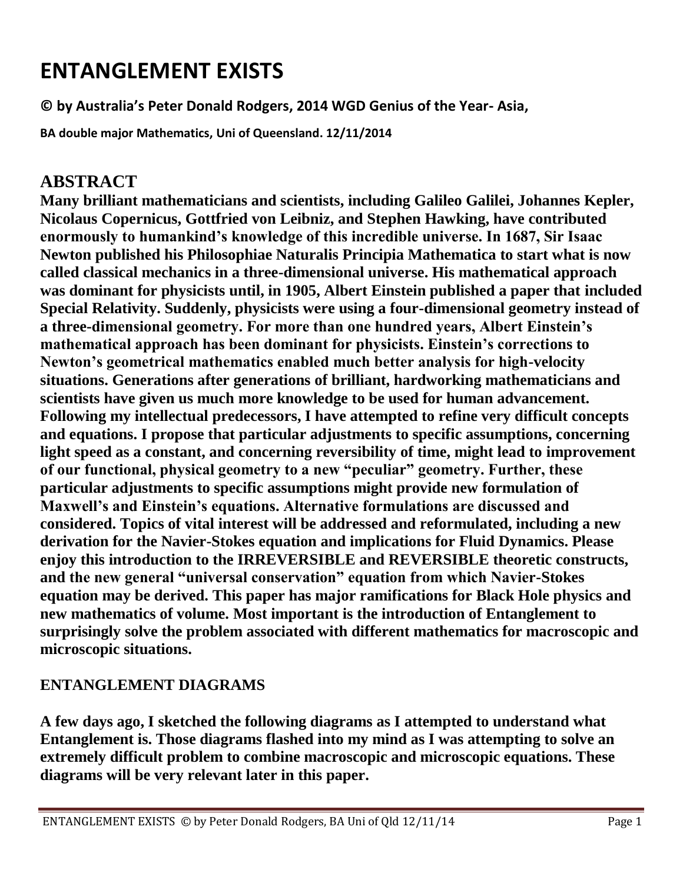# ENTANGLEMENT EXISTS

**© by Australia's Peter Donald Rodgers, 2014 WGD Genius of the Year- Asia,**

**BA double major Mathematics, Uni of Queensland. 12/11/2014**

## ABSTRACT

**Many brilliant mathematicians and scientists, including Galileo Galilei, Johannes Kepler, Nicolaus Copernicus, Gottfried von Leibniz, and Stephen Hawking, have contributed enormously to humankind's knowledge of this incredible universe. In 1687, Sir Isaac Newton published his Philosophiae Naturalis Principia Mathematica to start what is now called classical mechanics in a three-dimensional universe. His mathematical approach was dominant for physicists until, in 1905, Albert Einstein published a paper that included Special Relativity. Suddenly, physicists were using a four-dimensional geometry instead of a three-dimensional geometry. For more than one hundred years, Albert Einstein's mathematical approach has been dominant for physicists. Einstein's corrections to Newton's geometrical mathematics enabled much better analysis for high-velocity situations. Generations after generations of brilliant, hardworking mathematicians and scientists have given us much more knowledge to be used for human advancement. Following my intellectual predecessors, I have attempted to refine very difficult concepts and equations. I propose that particular adjustments to specific assumptions, concerning light speed as a constant, and concerning reversibility of time, might lead to improvement of our functional, physical geometry to a new "peculiar" geometry. Further, these particular adjustments to specific assumptions might provide new formulation of Maxwell's and Einstein's equations. Alternative formulations are discussed and considered. Topics of vital interest will be addressed and reformulated, including a new derivation for the Navier-Stokes equation and implications for Fluid Dynamics. Please enjoy this introduction to the IRREVERSIBLE and REVERSIBLE theoretic constructs, and the new general "universal conservation" equation from which Navier-Stokes equation may be derived. This paper has major ramifications for Black Hole physics and new mathematics of volume. Most important is the introduction of Entanglement to surprisingly solve the problem associated with different mathematics for macroscopic and microscopic situations.**

### ENTANGLEMENT DIAGRAMS

**A few days ago, I sketched the following diagrams as I attempted to understand what Entanglement is. Those diagrams flashed into my mind as I was attempting to solve an extremely difficult problem to combine macroscopic and microscopic equations. These diagrams will be very relevant later in this paper.**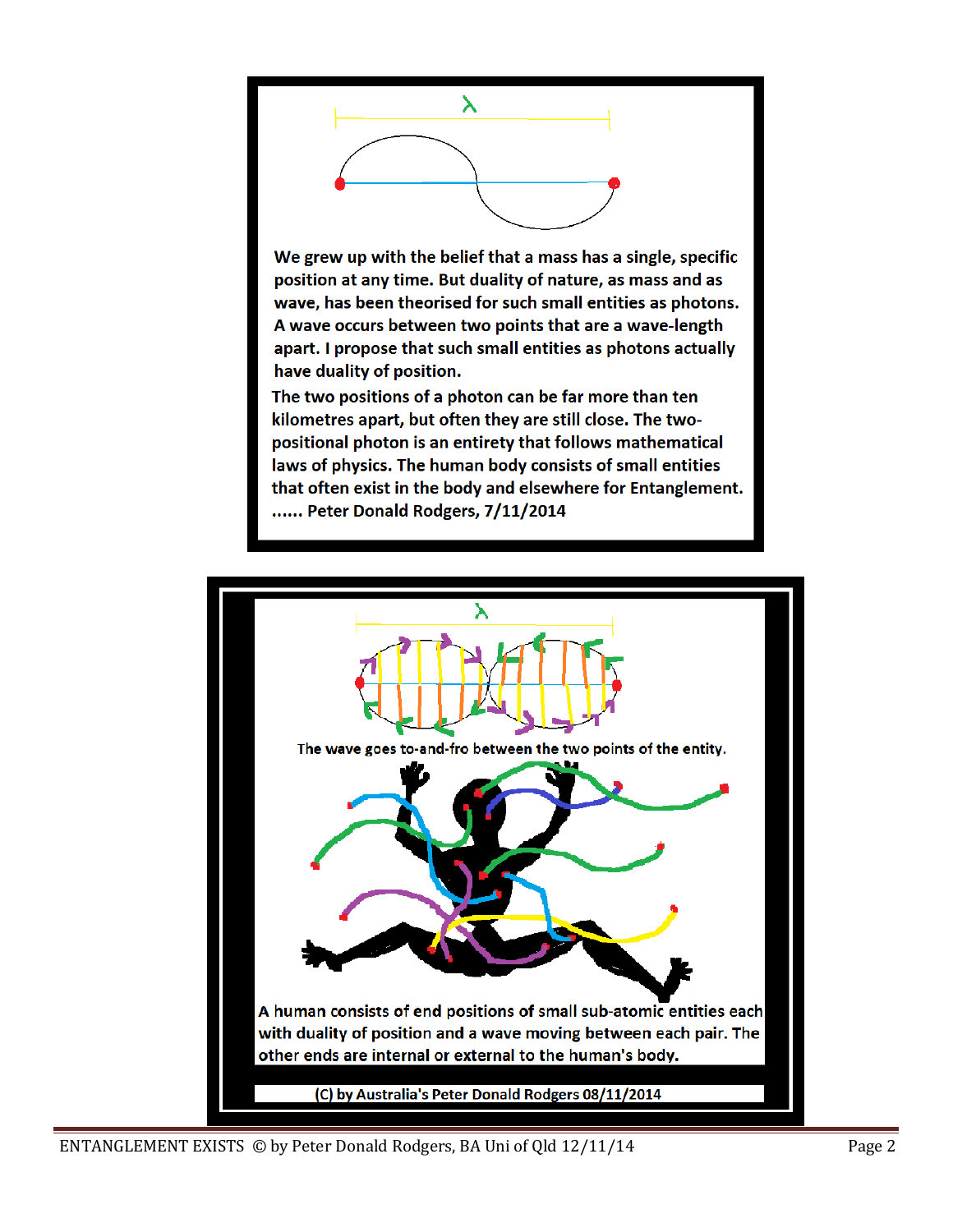$\lambda$

We grew up with the belief that a mass has a single, specific position at any time. But duality of nature, as mass and as wave, has been theorised for such small entities as photons. A wave occurs between two points that are a wave-length apart. I propose that such small entities as photons actually have duality of position.

The two positions of a photon can be far more than ten kilometres apart, but often they are still close. The two-positional photon is an entirety that follows mathematical laws of physics. The human body consists of small entities that often exist in the body and elsewhere for Entanglement. ...... Peter Donald Rodgers, 7/11/2014

$\lambda$

The wave goes to-and-fro between the two points of the entity.

A human consists of end positions of small sub-atomic entities each with duality of position and a wave moving between each pair. The other ends are internal or external to the human's body.

(C) by Australia's Peter Donald Rodgers 08/11/2014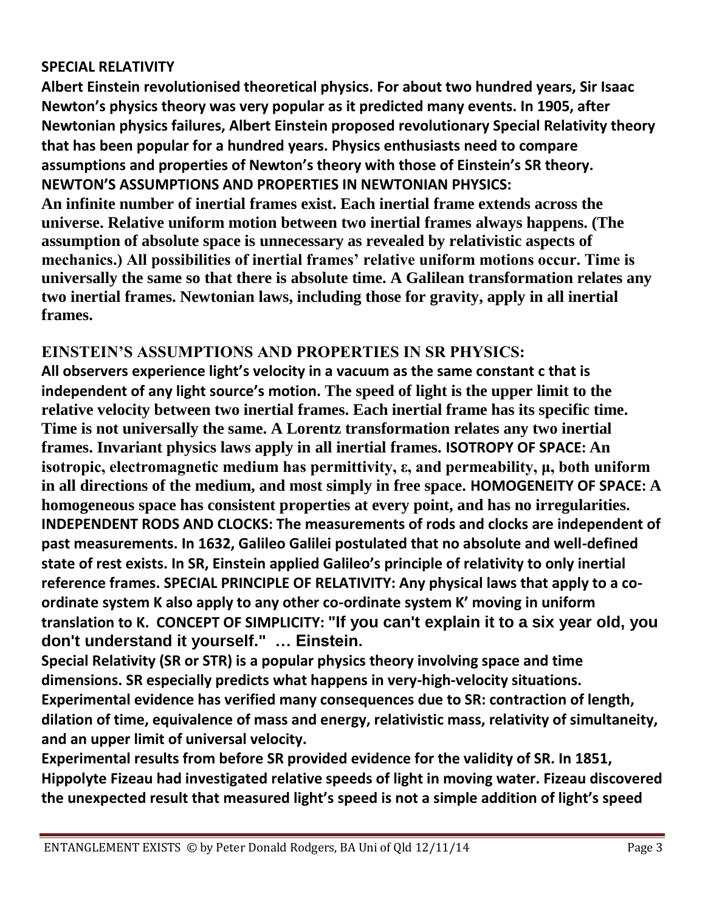## SPECIAL RELATIVITY

**Albert Einstein revolutionised theoretical physics. For about two hundred years, Sir Isaac Newton's physics theory was very popular as it predicted many events. In 1905, after Newtonian physics failures, Albert Einstein proposed revolutionary Special Relativity theory that has been popular for a hundred years. Physics enthusiasts need to compare assumptions and properties of Newton's theory with those of Einstein's SR theory.**

## NEWTON'S ASSUMPTIONS AND PROPERTIES IN NEWTONIAN PHYSICS:

**An infinite number of inertial frames exist. Each inertial frame extends across the universe. Relative uniform motion between two inertial frames always happens. (The assumption of absolute space is unnecessary as revealed by relativistic aspects of mechanics.) All possibilities of inertial frames' relative uniform motions occur. Time is universally the same so that there is absolute time. A Galilean transformation relates any two inertial frames. Newtonian laws, including those for gravity, apply in all inertial frames.**

## EINSTEIN'S ASSUMPTIONS AND PROPERTIES IN SR PHYSICS:

**All observers experience light's velocity in a vacuum as the same constant c that is independent of any light source's motion. The speed of light is the upper limit to the relative velocity between two inertial frames. Each inertial frame has its specific time. Time is not universally the same. A Lorentz transformation relates any two inertial frames. Invariant physics laws apply in all inertial frames. ISOTROPY OF SPACE: An isotropic, electromagnetic medium has permittivity, $\varepsilon$, and permeability, $\mu$, both uniform in all directions of the medium, and most simply in free space. HOMOGENEITY OF SPACE: A homogeneous space has consistent properties at every point, and has no irregularities. INDEPENDENT RODS AND CLOCKS: The measurements of rods and clocks are independent of past measurements. In 1632, Galileo Galilei postulated that no absolute and well-defined state of rest exists. In SR, Einstein applied Galileo's principle of relativity to only inertial reference frames. SPECIAL PRINCIPLE OF RELATIVITY: Any physical laws that apply to a co-ordinate system K also apply to any other co-ordinate system K' moving in uniform translation to K. CONCEPT OF SIMPLICITY: "If you can't explain it to a six year old, you don't understand it yourself." … Einstein.**

**Special Relativity (SR or STR) is a popular physics theory involving space and time dimensions. SR especially predicts what happens in very-high-velocity situations. Experimental evidence has verified many consequences due to SR: contraction of length, dilation of time, equivalence of mass and energy, relativistic mass, relativity of simultaneity, and an upper limit of universal velocity.**

**Experimental results from before SR provided evidence for the validity of SR. In 1851, Hippolyte Fizeau had investigated relative speeds of light in moving water. Fizeau discovered the unexpected result that measured light's speed is not a simple addition of light's speed**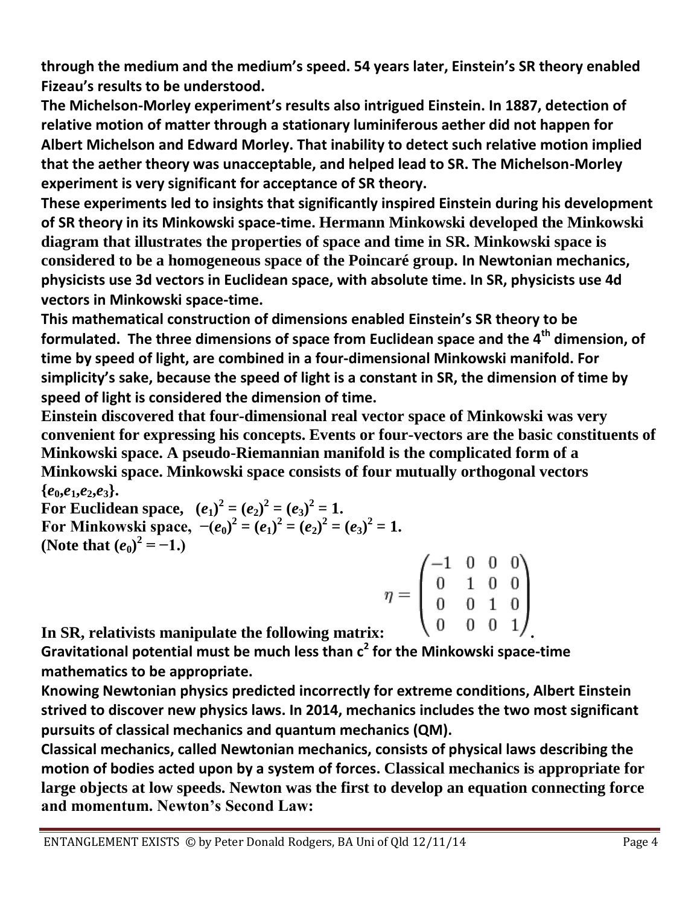**through the medium and the medium's speed. 54 years later, Einstein's SR theory enabled Fizeau's results to be understood.**

**The Michelson-Morley experiment's results also intrigued Einstein. In 1887, detection of relative motion of matter through a stationary luminiferous aether did not happen for Albert Michelson and Edward Morley. That inability to detect such relative motion implied that the aether theory was unacceptable, and helped lead to SR. The Michelson-Morley experiment is very significant for acceptance of SR theory.**

**These experiments led to insights that significantly inspired Einstein during his development of SR theory in its Minkowski space-time. Hermann Minkowski developed the Minkowski diagram that illustrates the properties of space and time in SR. Minkowski space is considered to be a homogeneous space of the Poincaré group. In Newtonian mechanics, physicists use 3d vectors in Euclidean space, with absolute time. In SR, physicists use 4d vectors in Minkowski space-time.**

**This mathematical construction of dimensions enabled Einstein's SR theory to be formulated. The three dimensions of space from Euclidean space and the 4th dimension, of time by speed of light, are combined in a four-dimensional Minkowski manifold. For simplicity's sake, because the speed of light is a constant in SR, the dimension of time by speed of light is considered the dimension of time.**

**Einstein discovered that four-dimensional real vector space of Minkowski was very convenient for expressing his concepts. Events or four-vectors are the basic constituents of Minkowski space. A pseudo-Riemannian manifold is the complicated form of a Minkowski space. Minkowski space consists of four mutually orthogonal vectors $\{e_0, e_1, e_2, e_3\}$.**

**For Euclidean space, $(e_1)^2 = (e_2)^2 = (e_3)^2 = 1$.**

**For Minkowski space, $-(e_0)^2 = (e_1)^2 = (e_2)^2 = (e_3)^2 = 1$.**

**(Note that $(e_0)^2 = -1$.)**

**In SR, relativists manipulate the following matrix:**

$$\eta = \begin{pmatrix} -1 & 0 & 0 & 0 \\ 0 & 1 & 0 & 0 \\ 0 & 0 & 1 & 0 \\ 0 & 0 & 0 & 1 \end{pmatrix}.$$

**Gravitational potential must be much less than $c^2$ for the Minkowski space-time mathematics to be appropriate.**

**Knowing Newtonian physics predicted incorrectly for extreme conditions, Albert Einstein strived to discover new physics laws. In 2014, mechanics includes the two most significant pursuits of classical mechanics and quantum mechanics (QM).**

**Classical mechanics, called Newtonian mechanics, consists of physical laws describing the motion of bodies acted upon by a system of forces. Classical mechanics is appropriate for large objects at low speeds. Newton was the first to develop an equation connecting force and momentum. Newton's Second Law:**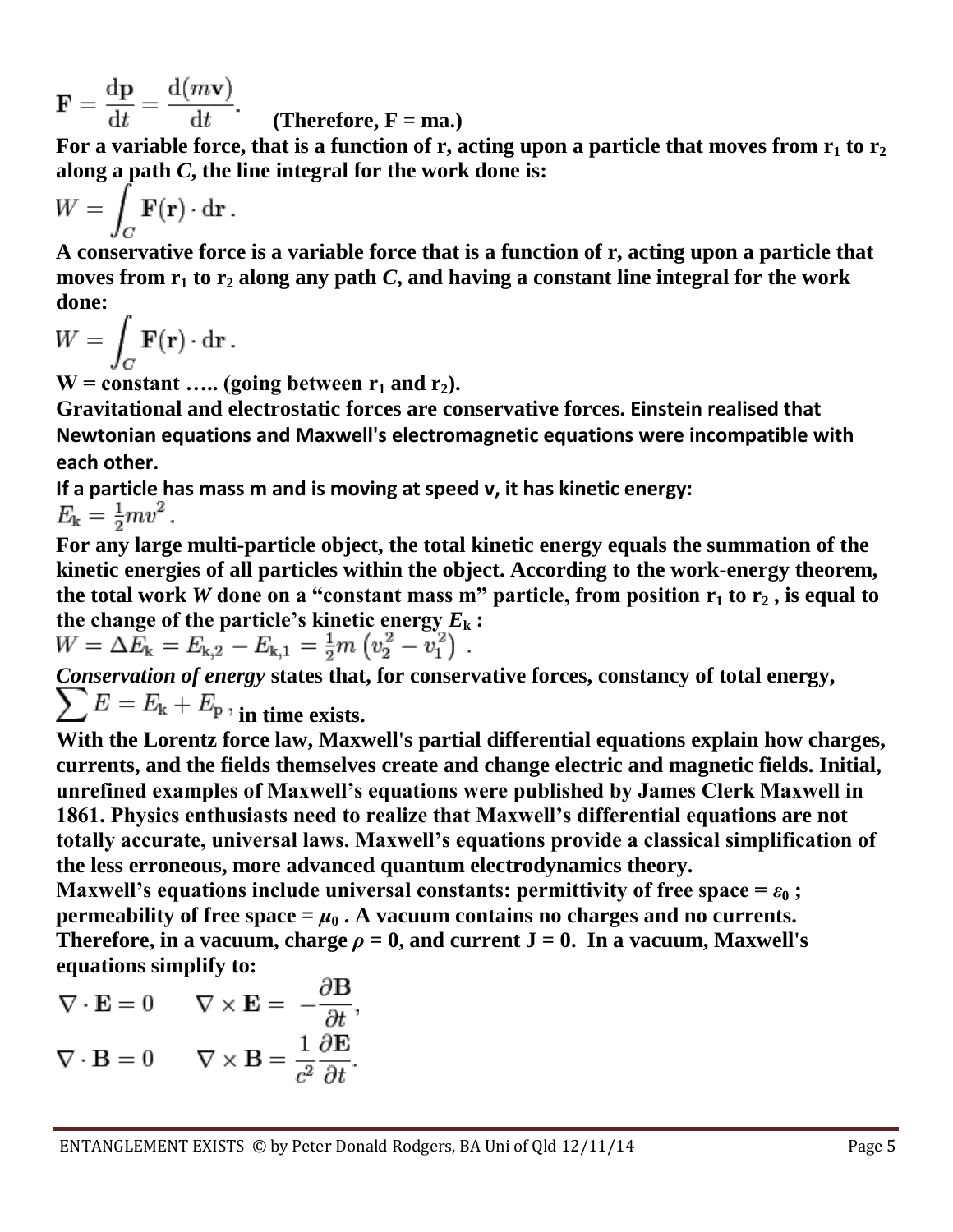$$\mathbf{F} = \frac{\mathrm{d}\mathbf{p}}{\mathrm{d}t} = \frac{\mathrm{d}(m\mathbf{v})}{\mathrm{d}t}.$$

**(Therefore, F = ma.)**

**For a variable force, that is a function of r, acting upon a particle that moves from $r_1$ to $r_2$ along a path *C*, the line integral for the work done is:**

$$W = \int_C \mathbf{F}(\mathbf{r}) \cdot \mathrm{d}\mathbf{r}\,.$$

**A conservative force is a variable force that is a function of r, acting upon a particle that moves from $r_1$ to $r_2$ along any path *C*, and having a constant line integral for the work done:**

$$W = \int_C \mathbf{F}(\mathbf{r}) \cdot \mathrm{d}\mathbf{r}\,.$$

**W = constant ….. (going between $r_1$ and $r_2$).**

**Gravitational and electrostatic forces are conservative forces. Einstein realised that Newtonian equations and Maxwell's electromagnetic equations were incompatible with each other.**

**If a particle has mass m and is moving at speed v, it has kinetic energy:**

$$E_\mathrm{k} = \tfrac{1}{2}mv^2\,.$$

**For any large multi-particle object, the total kinetic energy equals the summation of the kinetic energies of all particles within the object. According to the work-energy theorem, the total work *W* done on a "constant mass m" particle, from position $r_1$ to $r_2$, is equal to the change of the particle's kinetic energy $E_k$ :**

$$W = \Delta E_\mathrm{k} = E_{\mathrm{k},2} - E_{\mathrm{k},1} = \tfrac{1}{2}m\left(v_2^2 - v_1^2\right)\,.$$

***Conservation of energy* states that, for conservative forces, constancy of total energy, $\sum E = E_\mathrm{k} + E_\mathrm{p}$, in time exists.**

**With the Lorentz force law, Maxwell's partial differential equations explain how charges, currents, and the fields themselves create and change electric and magnetic fields. Initial, unrefined examples of Maxwell's equations were published by James Clerk Maxwell in 1861. Physics enthusiasts need to realize that Maxwell's differential equations are not totally accurate, universal laws. Maxwell's equations provide a classical simplification of the less erroneous, more advanced quantum electrodynamics theory.**

**Maxwell's equations include universal constants: permittivity of free space = $\varepsilon_0$ ; permeability of free space = $\mu_0$ . A vacuum contains no charges and no currents. Therefore, in a vacuum, charge $\rho = 0$, and current J = 0. In a vacuum, Maxwell's equations simplify to:**

$$\nabla \cdot \mathbf{E} = 0 \qquad \nabla \times \mathbf{E} = -\frac{\partial \mathbf{B}}{\partial t},$$

$$\nabla \cdot \mathbf{B} = 0 \qquad \nabla \times \mathbf{B} = \frac{1}{c^2}\frac{\partial \mathbf{E}}{\partial t}.$$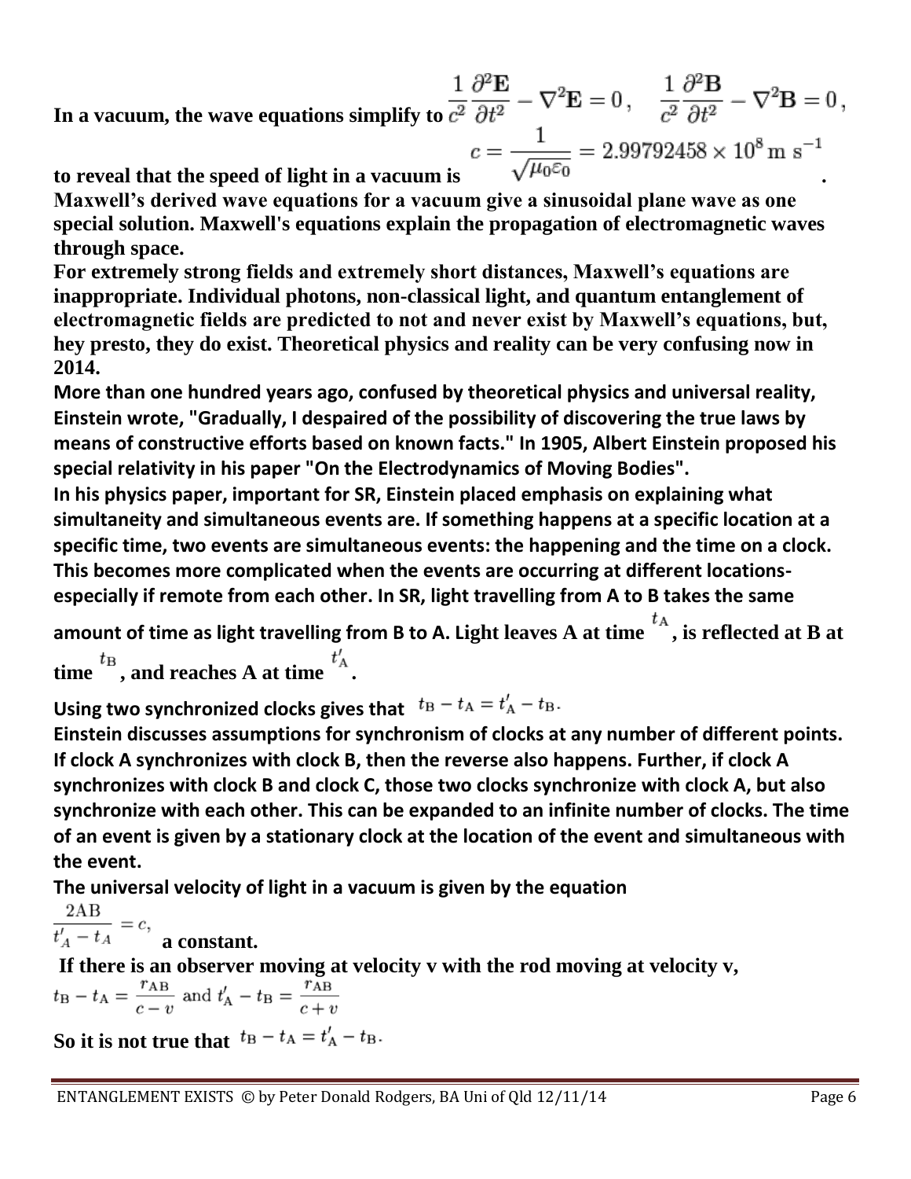**In a vacuum, the wave equations simplify to** $\frac{1}{c^2}\frac{\partial^2 \mathbf{E}}{\partial t^2} - \nabla^2 \mathbf{E} = 0\,, \quad \frac{1}{c^2}\frac{\partial^2 \mathbf{B}}{\partial t^2} - \nabla^2 \mathbf{B} = 0\,,$ **to reveal that the speed of light in a vacuum is** $c = \frac{1}{\sqrt{\mu_0 \varepsilon_0}} = 2.99792458 \times 10^8 \text{ m s}^{-1}$ **.**

**Maxwell's derived wave equations for a vacuum give a sinusoidal plane wave as one special solution. Maxwell's equations explain the propagation of electromagnetic waves through space.**

**For extremely strong fields and extremely short distances, Maxwell's equations are inappropriate. Individual photons, non-classical light, and quantum entanglement of electromagnetic fields are predicted to not and never exist by Maxwell's equations, but, hey presto, they do exist. Theoretical physics and reality can be very confusing now in 2014.**

**More than one hundred years ago, confused by theoretical physics and universal reality, Einstein wrote, "Gradually, I despaired of the possibility of discovering the true laws by means of constructive efforts based on known facts." In 1905, Albert Einstein proposed his special relativity in his paper "On the Electrodynamics of Moving Bodies".**

**In his physics paper, important for SR, Einstein placed emphasis on explaining what simultaneity and simultaneous events are. If something happens at a specific location at a specific time, two events are simultaneous events: the happening and the time on a clock. This becomes more complicated when the events are occurring at different locations- especially if remote from each other. In SR, light travelling from A to B takes the same amount of time as light travelling from B to A. Light leaves A at time** $t_{\rm A}$**, is reflected at B at time** $t_{\rm B}$**, and reaches A at time** $t'_{\rm A}$**.**

**Using two synchronized clocks gives that** $t_{\rm B} - t_{\rm A} = t'_{\rm A} - t_{\rm B}.$

**Einstein discusses assumptions for synchronism of clocks at any number of different points. If clock A synchronizes with clock B, then the reverse also happens. Further, if clock A synchronizes with clock B and clock C, those two clocks synchronize with clock A, but also synchronize with each other. This can be expanded to an infinite number of clocks. The time of an event is given by a stationary clock at the location of the event and simultaneous with the event.**

**The universal velocity of light in a vacuum is given by the equation**

$\frac{2\text{AB}}{t'_A - t_A} = c,$ **a constant.**

**If there is an observer moving at velocity v with the rod moving at velocity v,**

$t_{\rm B} - t_{\rm A} = \frac{r_{\rm AB}}{c - v} \text{ and } t'_{\rm A} - t_{\rm B} = \frac{r_{\rm AB}}{c + v}$

**So it is not true that** $t_{\rm B} - t_{\rm A} = t'_{\rm A} - t_{\rm B}.$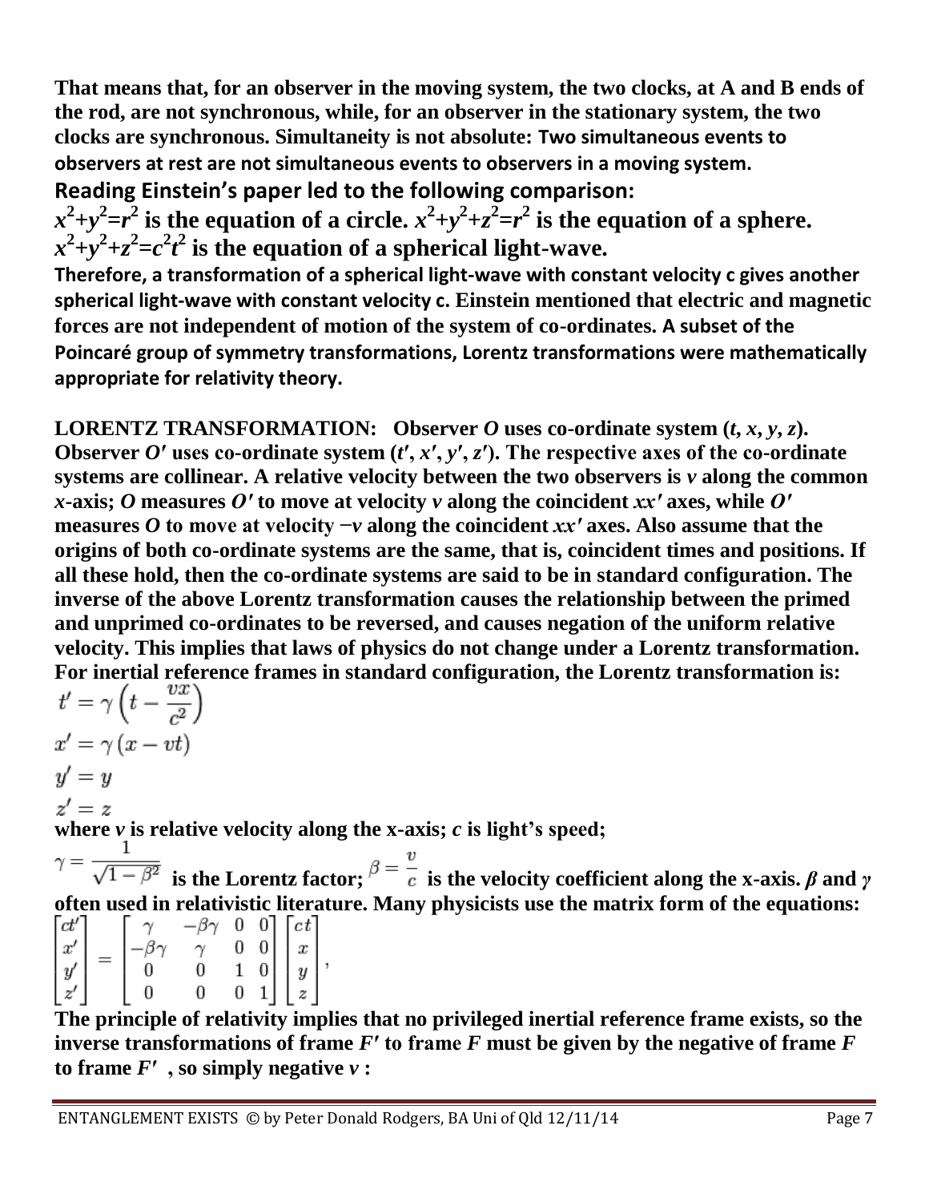**That means that, for an observer in the moving system, the two clocks, at A and B ends of the rod, are not synchronous, while, for an observer in the stationary system, the two clocks are synchronous. Simultaneity is not absolute: Two simultaneous events to observers at rest are not simultaneous events to observers in a moving system.**

**Reading Einstein's paper led to the following comparison:**

**$x^2+y^2=r^2$ is the equation of a circle. $x^2+y^2+z^2=r^2$ is the equation of a sphere.**
**$x^2+y^2+z^2=c^2t^2$ is the equation of a spherical light-wave.**

**Therefore, a transformation of a spherical light-wave with constant velocity c gives another spherical light-wave with constant velocity c. Einstein mentioned that electric and magnetic forces are not independent of motion of the system of co-ordinates. A subset of the Poincaré group of symmetry transformations, Lorentz transformations were mathematically appropriate for relativity theory.**

**LORENTZ TRANSFORMATION: Observer *O* uses co-ordinate system $(t, x, y, z)$. Observer *O′* uses co-ordinate system $(t', x', y', z')$. The respective axes of the co-ordinate systems are collinear. A relative velocity between the two observers is *v* along the common *x*-axis; *O* measures *O′* to move at velocity *v* along the coincident *xx′* axes, while *O′* measures *O* to move at velocity −*v* along the coincident *xx′* axes. Also assume that the origins of both co-ordinate systems are the same, that is, coincident times and positions. If all these hold, then the co-ordinate systems are said to be in standard configuration. The inverse of the above Lorentz transformation causes the relationship between the primed and unprimed co-ordinates to be reversed, and causes negation of the uniform relative velocity. This implies that laws of physics do not change under a Lorentz transformation. For inertial reference frames in standard configuration, the Lorentz transformation is:**

$$t' = \gamma\left(t - \frac{vx}{c^2}\right)$$

$$x' = \gamma\left(x - vt\right)$$

$$y' = y$$

$$z' = z$$

**where *v* is relative velocity along the x-axis; *c* is light's speed;**

$\gamma = \frac{1}{\sqrt{1-\beta^2}}$ **is the Lorentz factor;** $\beta = \frac{v}{c}$ **is the velocity coefficient along the x-axis. *β* and *γ* often used in relativistic literature. Many physicists use the matrix form of the equations:**

$$\begin{bmatrix} ct' \\ x' \\ y' \\ z' \end{bmatrix} = \begin{bmatrix} \gamma & -\beta\gamma & 0 & 0 \\ -\beta\gamma & \gamma & 0 & 0 \\ 0 & 0 & 1 & 0 \\ 0 & 0 & 0 & 1 \end{bmatrix} \begin{bmatrix} ct \\ x \\ y \\ z \end{bmatrix},$$

**The principle of relativity implies that no privileged inertial reference frame exists, so the inverse transformations of frame *F′* to frame *F* must be given by the negative of frame *F* to frame *F′* , so simply negative *v* :**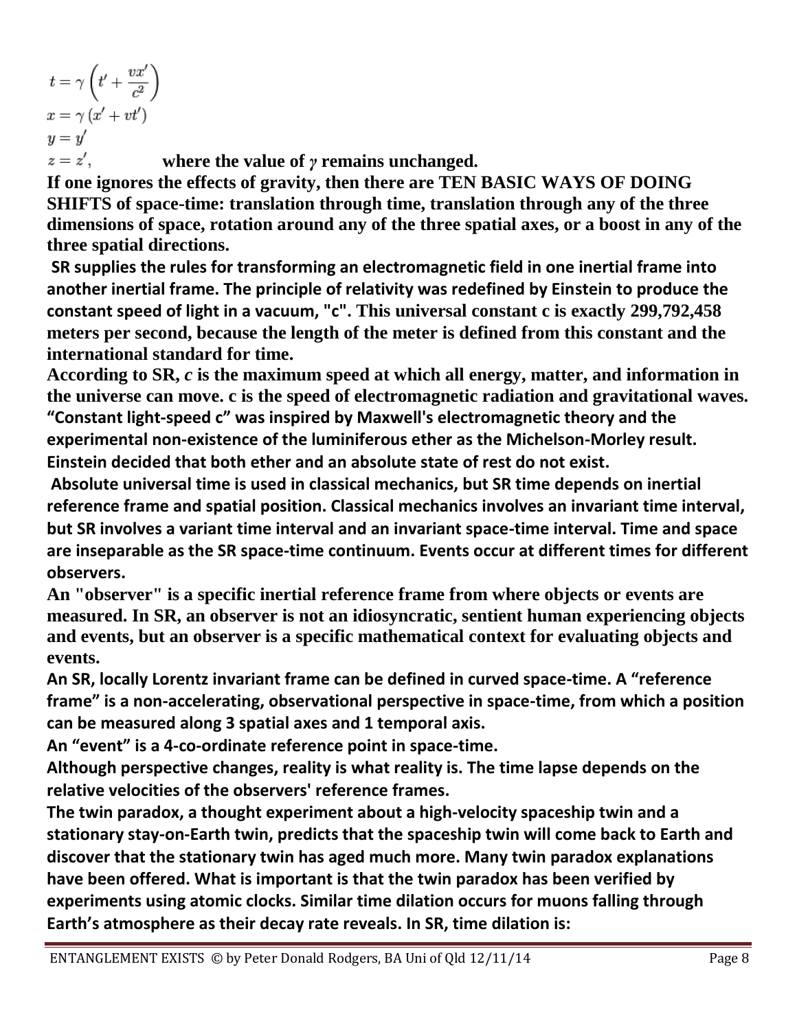$$t = \gamma\left(t' + \frac{vx'}{c^2}\right)$$
$$x = \gamma\left(x' + vt'\right)$$
$$y = y'$$
$$z = z',$$

**where the value of $\gamma$ remains unchanged.**

**If one ignores the effects of gravity, then there are TEN BASIC WAYS OF DOING SHIFTS of space-time: translation through time, translation through any of the three dimensions of space, rotation around any of the three spatial axes, or a boost in any of the three spatial directions.**

**SR supplies the rules for transforming an electromagnetic field in one inertial frame into another inertial frame. The principle of relativity was redefined by Einstein to produce the constant speed of light in a vacuum, "c". This universal constant c is exactly 299,792,458 meters per second, because the length of the meter is defined from this constant and the international standard for time.**

**According to SR, *c* is the maximum speed at which all energy, matter, and information in the universe can move. c is the speed of electromagnetic radiation and gravitational waves. "Constant light-speed c" was inspired by Maxwell's electromagnetic theory and the experimental non-existence of the luminiferous ether as the Michelson-Morley result. Einstein decided that both ether and an absolute state of rest do not exist.**

**Absolute universal time is used in classical mechanics, but SR time depends on inertial reference frame and spatial position. Classical mechanics involves an invariant time interval, but SR involves a variant time interval and an invariant space-time interval. Time and space are inseparable as the SR space-time continuum. Events occur at different times for different observers.**

**An "observer" is a specific inertial reference frame from where objects or events are measured. In SR, an observer is not an idiosyncratic, sentient human experiencing objects and events, but an observer is a specific mathematical context for evaluating objects and events.**

**An SR, locally Lorentz invariant frame can be defined in curved space-time. A "reference frame" is a non-accelerating, observational perspective in space-time, from which a position can be measured along 3 spatial axes and 1 temporal axis.**

**An "event" is a 4-co-ordinate reference point in space-time.**

**Although perspective changes, reality is what reality is. The time lapse depends on the relative velocities of the observers' reference frames.**

**The twin paradox, a thought experiment about a high-velocity spaceship twin and a stationary stay-on-Earth twin, predicts that the spaceship twin will come back to Earth and discover that the stationary twin has aged much more. Many twin paradox explanations have been offered. What is important is that the twin paradox has been verified by experiments using atomic clocks. Similar time dilation occurs for muons falling through Earth's atmosphere as their decay rate reveals. In SR, time dilation is:**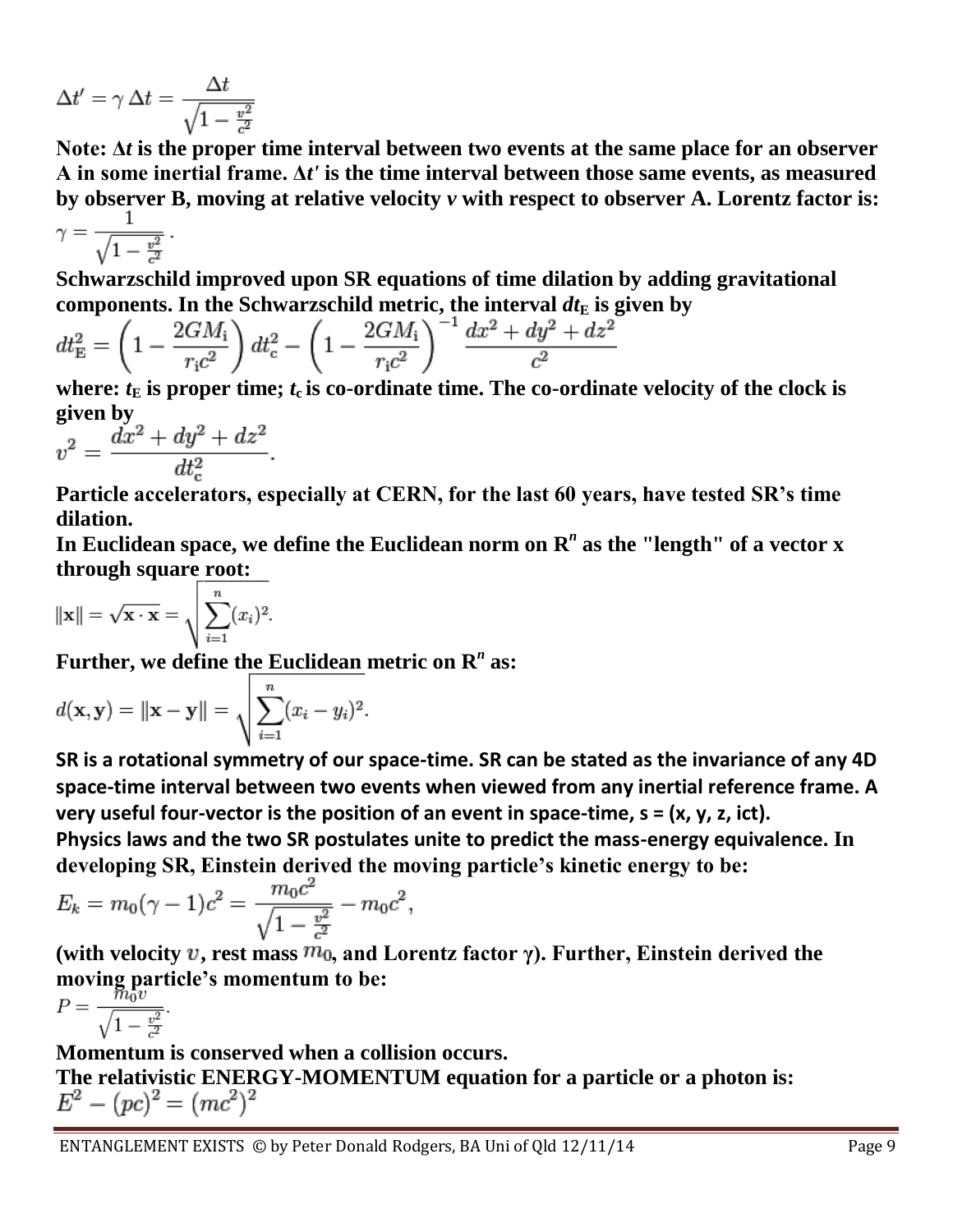$$\Delta t' = \gamma \, \Delta t = \frac{\Delta t}{\sqrt{1 - \frac{v^2}{c^2}}}$$

**Note: $\Delta t$ is the proper time interval between two events at the same place for an observer A in some inertial frame. $\Delta t'$ is the time interval between those same events, as measured by observer B, moving at relative velocity $v$ with respect to observer A. Lorentz factor is:**

$$\gamma = \frac{1}{\sqrt{1 - \frac{v^2}{c^2}}} \, .$$

**Schwarzschild improved upon SR equations of time dilation by adding gravitational components. In the Schwarzschild metric, the interval $dt_E$ is given by**

$$dt_{\mathrm{E}}^2 = \left(1 - \frac{2GM_{\mathrm{i}}}{r_{\mathrm{i}}c^2}\right) dt_{\mathrm{c}}^2 - \left(1 - \frac{2GM_{\mathrm{i}}}{r_{\mathrm{i}}c^2}\right)^{-1} \frac{dx^2 + dy^2 + dz^2}{c^2}$$

**where: $t_E$ is proper time; $t_c$ is co-ordinate time. The co-ordinate velocity of the clock is given by**

$$v^2 = \frac{dx^2 + dy^2 + dz^2}{dt_{\mathrm{c}}^2}.$$

**Particle accelerators, especially at CERN, for the last 60 years, have tested SR's time dilation.**

**In Euclidean space, we define the Euclidean norm on $\mathbf{R}^n$ as the "length" of a vector x through square root:**

$$\|\mathbf{x}\| = \sqrt{\mathbf{x} \cdot \mathbf{x}} = \sqrt{\sum_{i=1}^{n} (x_i)^2}.$$

**Further, we define the Euclidean metric on $\mathbf{R}^n$ as:**

$$d(\mathbf{x}, \mathbf{y}) = \|\mathbf{x} - \mathbf{y}\| = \sqrt{\sum_{i=1}^{n} (x_i - y_i)^2}.$$

**SR is a rotational symmetry of our space-time. SR can be stated as the invariance of any 4D space-time interval between two events when viewed from any inertial reference frame. A very useful four-vector is the position of an event in space-time, s = (x, y, z, ict).**

**Physics laws and the two SR postulates unite to predict the mass-energy equivalence. In developing SR, Einstein derived the moving particle's kinetic energy to be:**

$$E_k = m_0(\gamma - 1)c^2 = \frac{m_0 c^2}{\sqrt{1 - \frac{v^2}{c^2}}} - m_0 c^2,$$

**(with velocity $v$, rest mass $m_0$, and Lorentz factor $\gamma$). Further, Einstein derived the moving particle's momentum to be:**

$$P = \frac{m_0 v}{\sqrt{1 - \frac{v^2}{c^2}}}.$$

**Momentum is conserved when a collision occurs.**

**The relativistic ENERGY-MOMENTUM equation for a particle or a photon is:**

$$E^2 - (pc)^2 = (mc^2)^2$$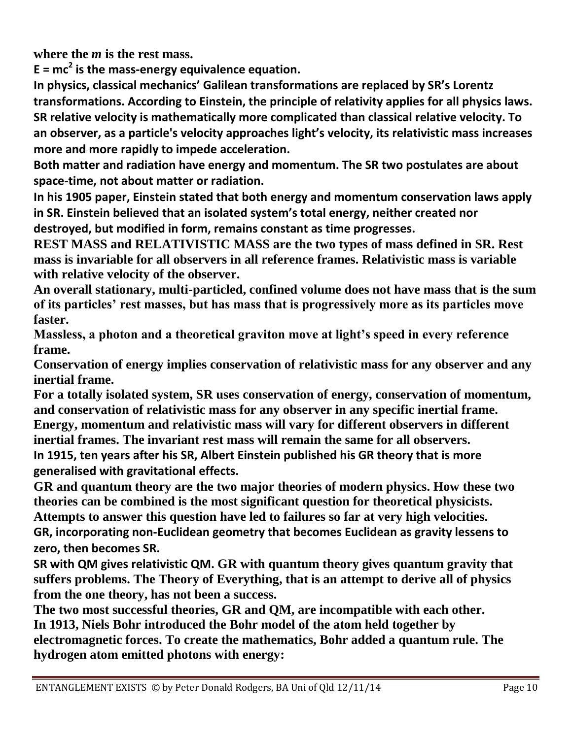**where the *m* is the rest mass.**

**$E = mc^2$ is the mass-energy equivalence equation.**

**In physics, classical mechanics' Galilean transformations are replaced by SR's Lorentz transformations. According to Einstein, the principle of relativity applies for all physics laws. SR relative velocity is mathematically more complicated than classical relative velocity. To an observer, as a particle's velocity approaches light's velocity, its relativistic mass increases more and more rapidly to impede acceleration.**

**Both matter and radiation have energy and momentum. The SR two postulates are about space-time, not about matter or radiation.**

**In his 1905 paper, Einstein stated that both energy and momentum conservation laws apply in SR. Einstein believed that an isolated system's total energy, neither created nor destroyed, but modified in form, remains constant as time progresses.**

**REST MASS and RELATIVISTIC MASS are the two types of mass defined in SR. Rest mass is invariable for all observers in all reference frames. Relativistic mass is variable with relative velocity of the observer.**

**An overall stationary, multi-particled, confined volume does not have mass that is the sum of its particles' rest masses, but has mass that is progressively more as its particles move faster.**

**Massless, a photon and a theoretical graviton move at light's speed in every reference frame.**

**Conservation of energy implies conservation of relativistic mass for any observer and any inertial frame.**

**For a totally isolated system, SR uses conservation of energy, conservation of momentum, and conservation of relativistic mass for any observer in any specific inertial frame.**

**Energy, momentum and relativistic mass will vary for different observers in different inertial frames. The invariant rest mass will remain the same for all observers.**

**In 1915, ten years after his SR, Albert Einstein published his GR theory that is more generalised with gravitational effects.**

**GR and quantum theory are the two major theories of modern physics. How these two theories can be combined is the most significant question for theoretical physicists. Attempts to answer this question have led to failures so far at very high velocities.**

**GR, incorporating non-Euclidean geometry that becomes Euclidean as gravity lessens to zero, then becomes SR.**

**SR with QM gives relativistic QM. GR with quantum theory gives quantum gravity that suffers problems. The Theory of Everything, that is an attempt to derive all of physics from the one theory, has not been a success.**

**The two most successful theories, GR and QM, are incompatible with each other.**

**In 1913, Niels Bohr introduced the Bohr model of the atom held together by electromagnetic forces. To create the mathematics, Bohr added a quantum rule. The hydrogen atom emitted photons with energy:**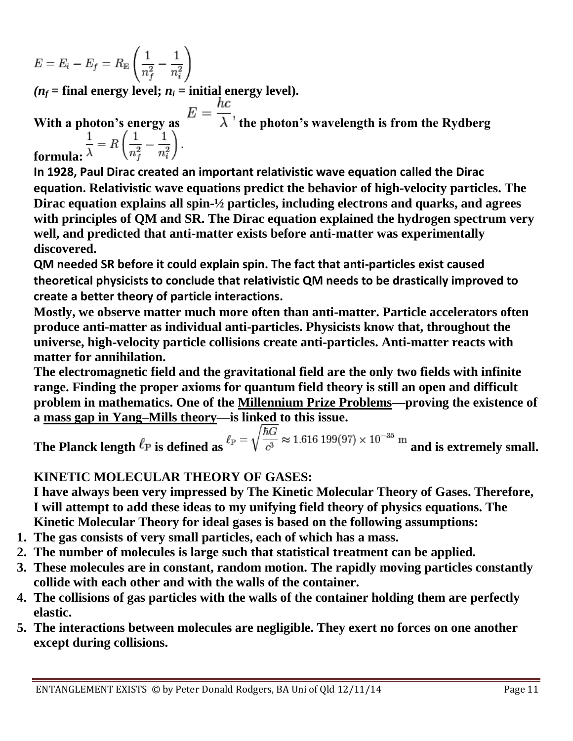$$E = E_i - E_f = R_{\mathrm{E}} \left( \frac{1}{n_f^2} - \frac{1}{n_i^2} \right)$$

**(*$n_f$* = final energy level; *$n_i$* = initial energy level).**

**With a photon's energy as** $E = \frac{hc}{\lambda}$, **the photon's wavelength is from the Rydberg formula:** $\frac{1}{\lambda} = R \left( \frac{1}{n_f^2} - \frac{1}{n_i^2} \right).$

**In 1928, Paul Dirac created an important relativistic wave equation called the Dirac equation. Relativistic wave equations predict the behavior of high-velocity particles. The Dirac equation explains all spin-½ particles, including electrons and quarks, and agrees with principles of QM and SR. The Dirac equation explained the hydrogen spectrum very well, and predicted that anti-matter exists before anti-matter was experimentally discovered.**

**QM needed SR before it could explain spin. The fact that anti-particles exist caused theoretical physicists to conclude that relativistic QM needs to be drastically improved to create a better theory of particle interactions.**

**Mostly, we observe matter much more often than anti-matter. Particle accelerators often produce anti-matter as individual anti-particles. Physicists know that, throughout the universe, high-velocity particle collisions create anti-particles. Anti-matter reacts with matter for annihilation.**

**The electromagnetic field and the gravitational field are the only two fields with infinite range. Finding the proper axioms for quantum field theory is still an open and difficult problem in mathematics. One of the Millennium Prize Problems—proving the existence of a mass gap in Yang–Mills theory—is linked to this issue.**

**The Planck length $\ell_{\mathrm{P}}$ is defined as** $\ell_{\mathrm{P}} = \sqrt{\frac{\hbar G}{c^3}} \approx 1.616\,199(97) \times 10^{-35}\ \mathrm{m}$ **and is extremely small.**

## KINETIC MOLECULAR THEORY OF GASES:

**I have always been very impressed by The Kinetic Molecular Theory of Gases. Therefore, I will attempt to add these ideas to my unifying field theory of physics equations. The Kinetic Molecular Theory for ideal gases is based on the following assumptions:**

1. **The gas consists of very small particles, each of which has a mass.**
2. **The number of molecules is large such that statistical treatment can be applied.**
3. **These molecules are in constant, random motion. The rapidly moving particles constantly collide with each other and with the walls of the container.**
4. **The collisions of gas particles with the walls of the container holding them are perfectly elastic.**
5. **The interactions between molecules are negligible. They exert no forces on one another except during collisions.**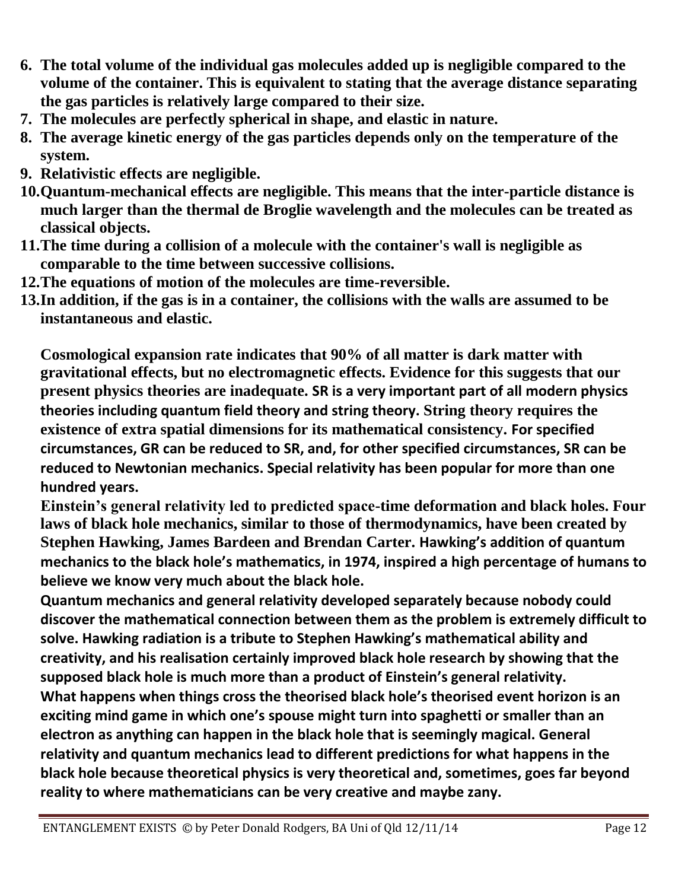6. **The total volume of the individual gas molecules added up is negligible compared to the volume of the container. This is equivalent to stating that the average distance separating the gas particles is relatively large compared to their size.**
7. **The molecules are perfectly spherical in shape, and elastic in nature.**
8. **The average kinetic energy of the gas particles depends only on the temperature of the system.**
9. **Relativistic effects are negligible.**
10. **Quantum-mechanical effects are negligible. This means that the inter-particle distance is much larger than the thermal de Broglie wavelength and the molecules can be treated as classical objects.**
11. **The time during a collision of a molecule with the container's wall is negligible as comparable to the time between successive collisions.**
12. **The equations of motion of the molecules are time-reversible.**
13. **In addition, if the gas is in a container, the collisions with the walls are assumed to be instantaneous and elastic.**

**Cosmological expansion rate indicates that 90% of all matter is dark matter with gravitational effects, but no electromagnetic effects. Evidence for this suggests that our present physics theories are inadequate. SR is a very important part of all modern physics theories including quantum field theory and string theory. String theory requires the existence of extra spatial dimensions for its mathematical consistency. For specified circumstances, GR can be reduced to SR, and, for other specified circumstances, SR can be reduced to Newtonian mechanics. Special relativity has been popular for more than one hundred years.**

**Einstein's general relativity led to predicted space-time deformation and black holes. Four laws of black hole mechanics, similar to those of thermodynamics, have been created by Stephen Hawking, James Bardeen and Brendan Carter. Hawking's addition of quantum mechanics to the black hole's mathematics, in 1974, inspired a high percentage of humans to believe we know very much about the black hole.**

**Quantum mechanics and general relativity developed separately because nobody could discover the mathematical connection between them as the problem is extremely difficult to solve. Hawking radiation is a tribute to Stephen Hawking's mathematical ability and creativity, and his realisation certainly improved black hole research by showing that the supposed black hole is much more than a product of Einstein's general relativity.**

**What happens when things cross the theorised black hole's theorised event horizon is an exciting mind game in which one's spouse might turn into spaghetti or smaller than an electron as anything can happen in the black hole that is seemingly magical. General relativity and quantum mechanics lead to different predictions for what happens in the black hole because theoretical physics is very theoretical and, sometimes, goes far beyond reality to where mathematicians can be very creative and maybe zany.**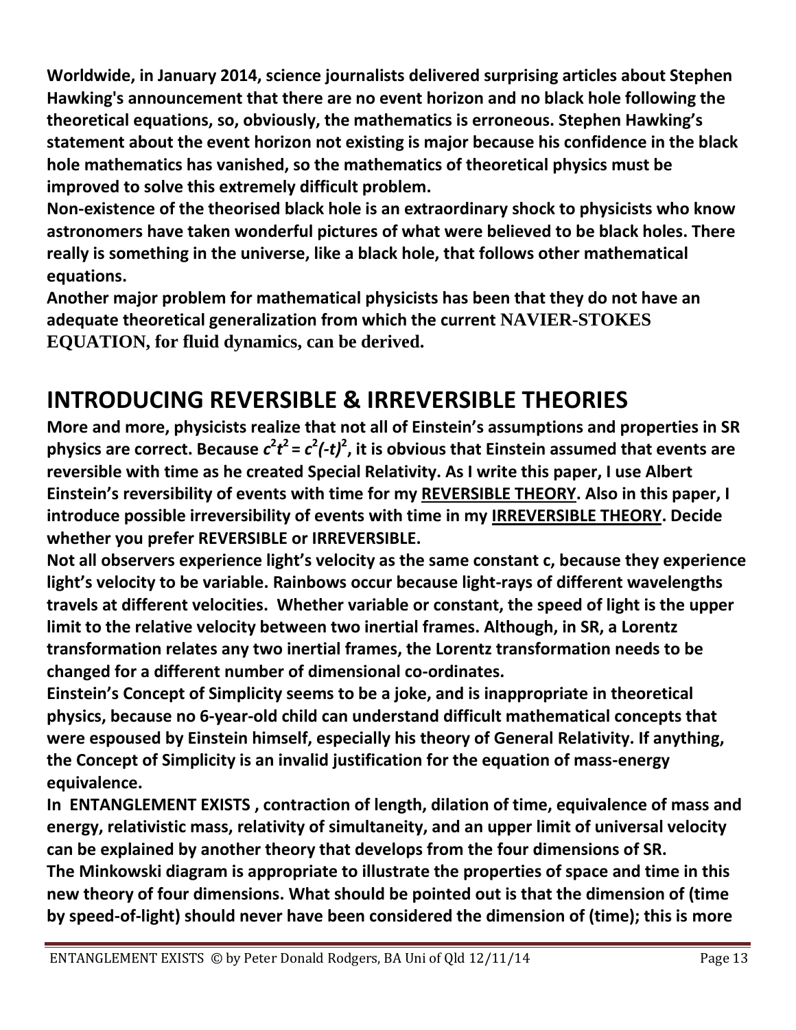**Worldwide, in January 2014, science journalists delivered surprising articles about Stephen Hawking's announcement that there are no event horizon and no black hole following the theoretical equations, so, obviously, the mathematics is erroneous. Stephen Hawking's statement about the event horizon not existing is major because his confidence in the black hole mathematics has vanished, so the mathematics of theoretical physics must be improved to solve this extremely difficult problem.**

**Non-existence of the theorised black hole is an extraordinary shock to physicists who know astronomers have taken wonderful pictures of what were believed to be black holes. There really is something in the universe, like a black hole, that follows other mathematical equations.**

**Another major problem for mathematical physicists has been that they do not have an adequate theoretical generalization from which the current NAVIER-STOKES EQUATION, for fluid dynamics, can be derived.**

## INTRODUCING REVERSIBLE & IRREVERSIBLE THEORIES

**More and more, physicists realize that not all of Einstein's assumptions and properties in SR physics are correct. Because $c^2t^2 = c^2(-t)^2$, it is obvious that Einstein assumed that events are reversible with time as he created Special Relativity. As I write this paper, I use Albert Einstein's reversibility of events with time for my <u>REVERSIBLE THEORY</u>. Also in this paper, I introduce possible irreversibility of events with time in my <u>IRREVERSIBLE THEORY</u>. Decide whether you prefer REVERSIBLE or IRREVERSIBLE.**

**Not all observers experience light's velocity as the same constant c, because they experience light's velocity to be variable. Rainbows occur because light-rays of different wavelengths travels at different velocities. Whether variable or constant, the speed of light is the upper limit to the relative velocity between two inertial frames. Although, in SR, a Lorentz transformation relates any two inertial frames, the Lorentz transformation needs to be changed for a different number of dimensional co-ordinates.**

**Einstein's Concept of Simplicity seems to be a joke, and is inappropriate in theoretical physics, because no 6-year-old child can understand difficult mathematical concepts that were espoused by Einstein himself, especially his theory of General Relativity. If anything, the Concept of Simplicity is an invalid justification for the equation of mass-energy equivalence.**

**In ENTANGLEMENT EXISTS , contraction of length, dilation of time, equivalence of mass and energy, relativistic mass, relativity of simultaneity, and an upper limit of universal velocity can be explained by another theory that develops from the four dimensions of SR.**

**The Minkowski diagram is appropriate to illustrate the properties of space and time in this new theory of four dimensions. What should be pointed out is that the dimension of (time by speed-of-light) should never have been considered the dimension of (time); this is more**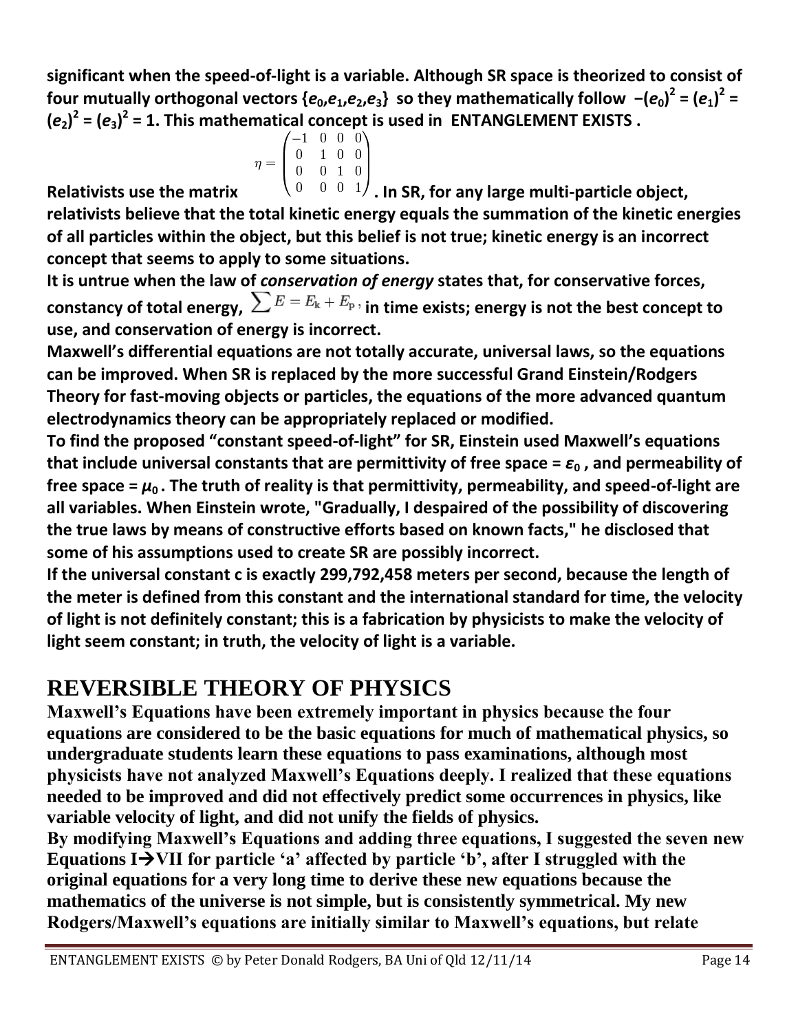**significant when the speed-of-light is a variable. Although SR space is theorized to consist of four mutually orthogonal vectors $\{e_0, e_1, e_2, e_3\}$ so they mathematically follow $-(e_0)^2 = (e_1)^2 = (e_2)^2 = (e_3)^2 = 1$. This mathematical concept is used in ENTANGLEMENT EXISTS .**

**Relativists use the matrix** $\eta = \begin{pmatrix} -1 & 0 & 0 & 0 \\ 0 & 1 & 0 & 0 \\ 0 & 0 & 1 & 0 \\ 0 & 0 & 0 & 1 \end{pmatrix}$ **. In SR, for any large multi-particle object, relativists believe that the total kinetic energy equals the summation of the kinetic energies of all particles within the object, but this belief is not true; kinetic energy is an incorrect concept that seems to apply to some situations.**

**It is untrue when the law of *conservation of energy* states that, for conservative forces, constancy of total energy, $\sum E = E_k + E_p$ , in time exists; energy is not the best concept to use, and conservation of energy is incorrect.**

**Maxwell's differential equations are not totally accurate, universal laws, so the equations can be improved. When SR is replaced by the more successful Grand Einstein/Rodgers Theory for fast-moving objects or particles, the equations of the more advanced quantum electrodynamics theory can be appropriately replaced or modified.**

**To find the proposed "constant speed-of-light" for SR, Einstein used Maxwell's equations that include universal constants that are permittivity of free space = $\varepsilon_0$ , and permeability of free space = $\mu_0$ . The truth of reality is that permittivity, permeability, and speed-of-light are all variables. When Einstein wrote, "Gradually, I despaired of the possibility of discovering the true laws by means of constructive efforts based on known facts," he disclosed that some of his assumptions used to create SR are possibly incorrect.**

**If the universal constant c is exactly 299,792,458 meters per second, because the length of the meter is defined from this constant and the international standard for time, the velocity of light is not definitely constant; this is a fabrication by physicists to make the velocity of light seem constant; in truth, the velocity of light is a variable.**

## REVERSIBLE THEORY OF PHYSICS

**Maxwell's Equations have been extremely important in physics because the four equations are considered to be the basic equations for much of mathematical physics, so undergraduate students learn these equations to pass examinations, although most physicists have not analyzed Maxwell's Equations deeply. I realized that these equations needed to be improved and did not effectively predict some occurrences in physics, like variable velocity of light, and did not unify the fields of physics.**

**By modifying Maxwell's Equations and adding three equations, I suggested the seven new Equations I→VII for particle 'a' affected by particle 'b', after I struggled with the original equations for a very long time to derive these new equations because the mathematics of the universe is not simple, but is consistently symmetrical. My new Rodgers/Maxwell's equations are initially similar to Maxwell's equations, but relate**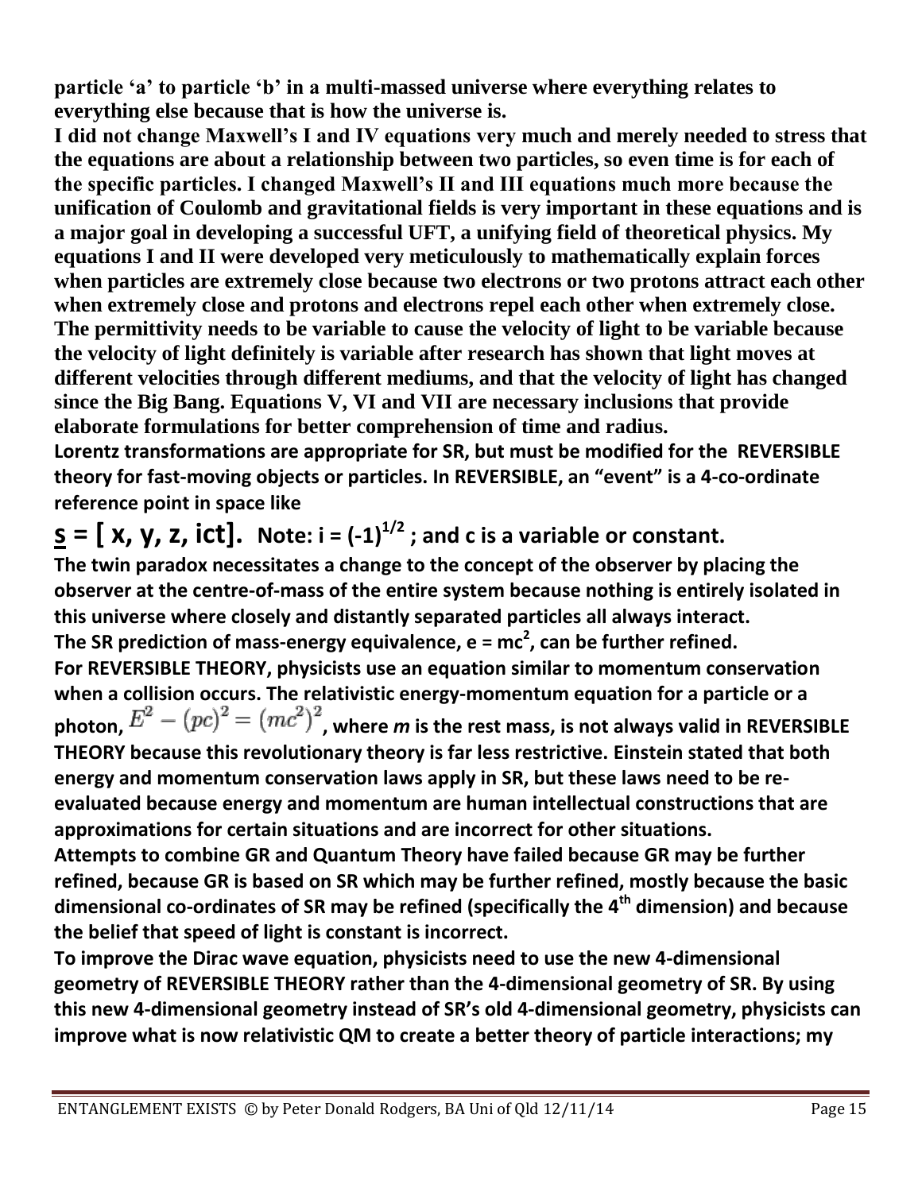**particle 'a' to particle 'b' in a multi-massed universe where everything relates to everything else because that is how the universe is.**

**I did not change Maxwell's I and IV equations very much and merely needed to stress that the equations are about a relationship between two particles, so even time is for each of the specific particles. I changed Maxwell's II and III equations much more because the unification of Coulomb and gravitational fields is very important in these equations and is a major goal in developing a successful UFT, a unifying field of theoretical physics. My equations I and II were developed very meticulously to mathematically explain forces when particles are extremely close because two electrons or two protons attract each other when extremely close and protons and electrons repel each other when extremely close. The permittivity needs to be variable to cause the velocity of light to be variable because the velocity of light definitely is variable after research has shown that light moves at different velocities through different mediums, and that the velocity of light has changed since the Big Bang. Equations V, VI and VII are necessary inclusions that provide elaborate formulations for better comprehension of time and radius.**

**Lorentz transformations are appropriate for SR, but must be modified for the REVERSIBLE theory for fast-moving objects or particles. In REVERSIBLE, an "event" is a 4-co-ordinate reference point in space like**

**$\underline{s}$ = [ x, y, z, ict]. Note: i = $(-1)^{1/2}$ ; and c is a variable or constant.**

**The twin paradox necessitates a change to the concept of the observer by placing the observer at the centre-of-mass of the entire system because nothing is entirely isolated in this universe where closely and distantly separated particles all always interact.**

**The SR prediction of mass-energy equivalence, $e = mc^2$, can be further refined.**

**For REVERSIBLE THEORY, physicists use an equation similar to momentum conservation when a collision occurs. The relativistic energy-momentum equation for a particle or a photon, $E^2 - (pc)^2 = (mc^2)^2$, where *m* is the rest mass, is not always valid in REVERSIBLE THEORY because this revolutionary theory is far less restrictive. Einstein stated that both energy and momentum conservation laws apply in SR, but these laws need to be re-evaluated because energy and momentum are human intellectual constructions that are approximations for certain situations and are incorrect for other situations.**

**Attempts to combine GR and Quantum Theory have failed because GR may be further refined, because GR is based on SR which may be further refined, mostly because the basic dimensional co-ordinates of SR may be refined (specifically the 4th dimension) and because the belief that speed of light is constant is incorrect.**

**To improve the Dirac wave equation, physicists need to use the new 4-dimensional geometry of REVERSIBLE THEORY rather than the 4-dimensional geometry of SR. By using this new 4-dimensional geometry instead of SR's old 4-dimensional geometry, physicists can improve what is now relativistic QM to create a better theory of particle interactions; my**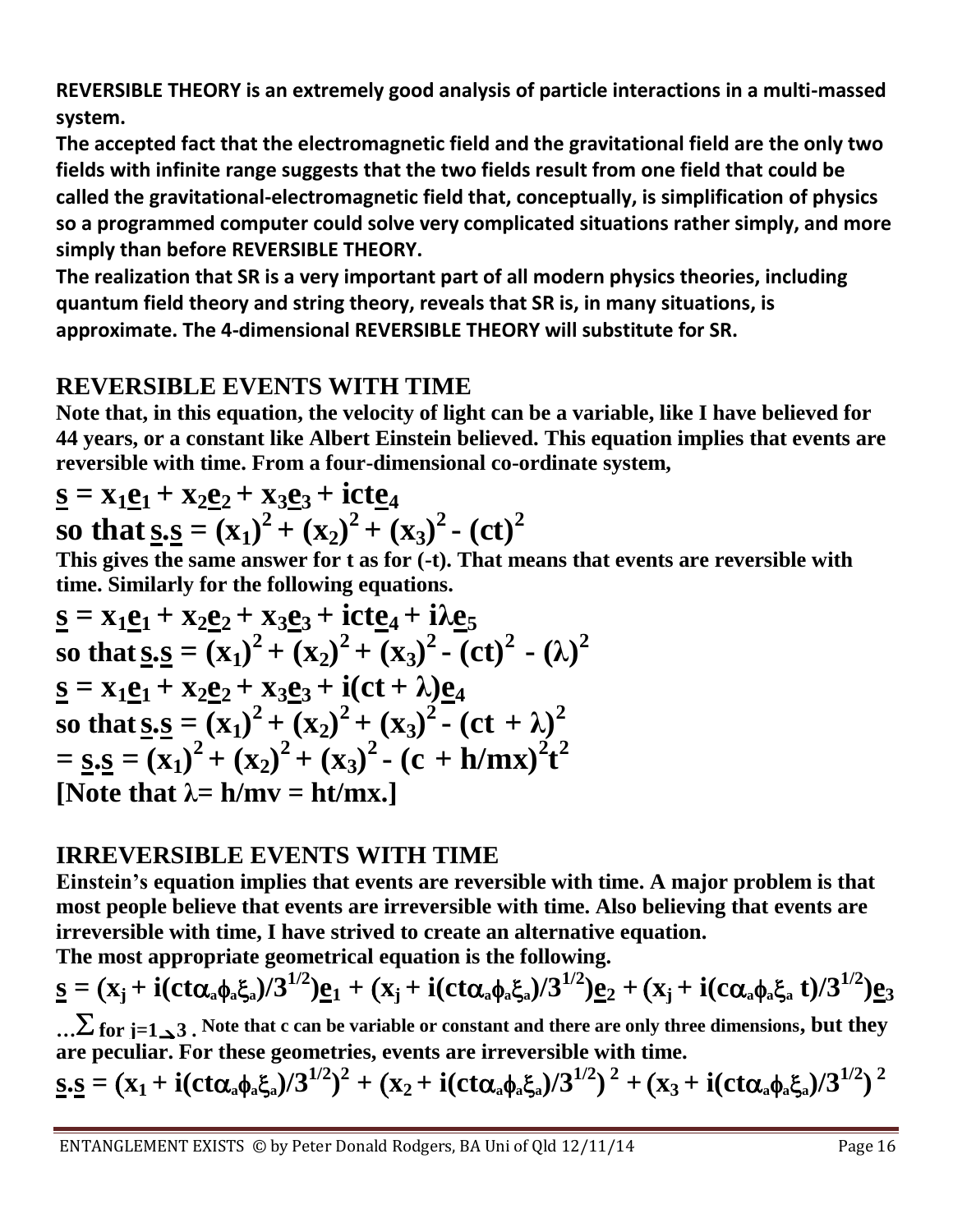**REVERSIBLE THEORY is an extremely good analysis of particle interactions in a multi-massed system.**

**The accepted fact that the electromagnetic field and the gravitational field are the only two fields with infinite range suggests that the two fields result from one field that could be called the gravitational-electromagnetic field that, conceptually, is simplification of physics so a programmed computer could solve very complicated situations rather simply, and more simply than before REVERSIBLE THEORY.**

**The realization that SR is a very important part of all modern physics theories, including quantum field theory and string theory, reveals that SR is, in many situations, is approximate. The 4-dimensional REVERSIBLE THEORY will substitute for SR.**

## REVERSIBLE EVENTS WITH TIME

**Note that, in this equation, the velocity of light can be a variable, like I have believed for 44 years, or a constant like Albert Einstein believed. This equation implies that events are reversible with time. From a four-dimensional co-ordinate system,**

$$\underline{s} = x_1\underline{e}_1 + x_2\underline{e}_2 + x_3\underline{e}_3 + ict\underline{e}_4$$

**so that** $\underline{s}.\underline{s} = (x_1)^2 + (x_2)^2 + (x_3)^2 - (ct)^2$

**This gives the same answer for t as for (-t). That means that events are reversible with time. Similarly for the following equations.**

$$\underline{s} = x_1\underline{e}_1 + x_2\underline{e}_2 + x_3\underline{e}_3 + ict\underline{e}_4 + i\lambda\underline{e}_5$$

**so that** $\underline{s}.\underline{s} = (x_1)^2 + (x_2)^2 + (x_3)^2 - (ct)^2 - (\lambda)^2$

$$\underline{s} = x_1\underline{e}_1 + x_2\underline{e}_2 + x_3\underline{e}_3 + i(ct + \lambda)\underline{e}_4$$

**so that** $\underline{s}.\underline{s} = (x_1)^2 + (x_2)^2 + (x_3)^2 - (ct + \lambda)^2$

$= \underline{s}.\underline{s} = (x_1)^2 + (x_2)^2 + (x_3)^2 - (c + h/mx)^2t^2$

**[Note that** $\lambda = h/mv = ht/mx$.**]**

## IRREVERSIBLE EVENTS WITH TIME

**Einstein's equation implies that events are reversible with time. A major problem is that most people believe that events are irreversible with time. Also believing that events are irreversible with time, I have strived to create an alternative equation.**

**The most appropriate geometrical equation is the following.**

$$\underline{s} = (x_j + i(ct\alpha_a\phi_a\xi_a)/3^{1/2})\underline{e}_1 + (x_j + i(ct\alpha_a\phi_a\xi_a)/3^{1/2})\underline{e}_2 + (x_j + i(c\alpha_a\phi_a\xi_a\, t)/3^{1/2})\underline{e}_3$$

$\ldots\sum$ **for** $j=1 \searrow 3$ **. Note that c can be variable or constant and there are only three dimensions, but they are peculiar. For these geometries, events are irreversible with time.**

$$\underline{s}.\underline{s} = (x_1 + i(ct\alpha_a\phi_a\xi_a)/3^{1/2})^2 + (x_2 + i(ct\alpha_a\phi_a\xi_a)/3^{1/2})^2 + (x_3 + i(ct\alpha_a\phi_a\xi_a)/3^{1/2})^2$$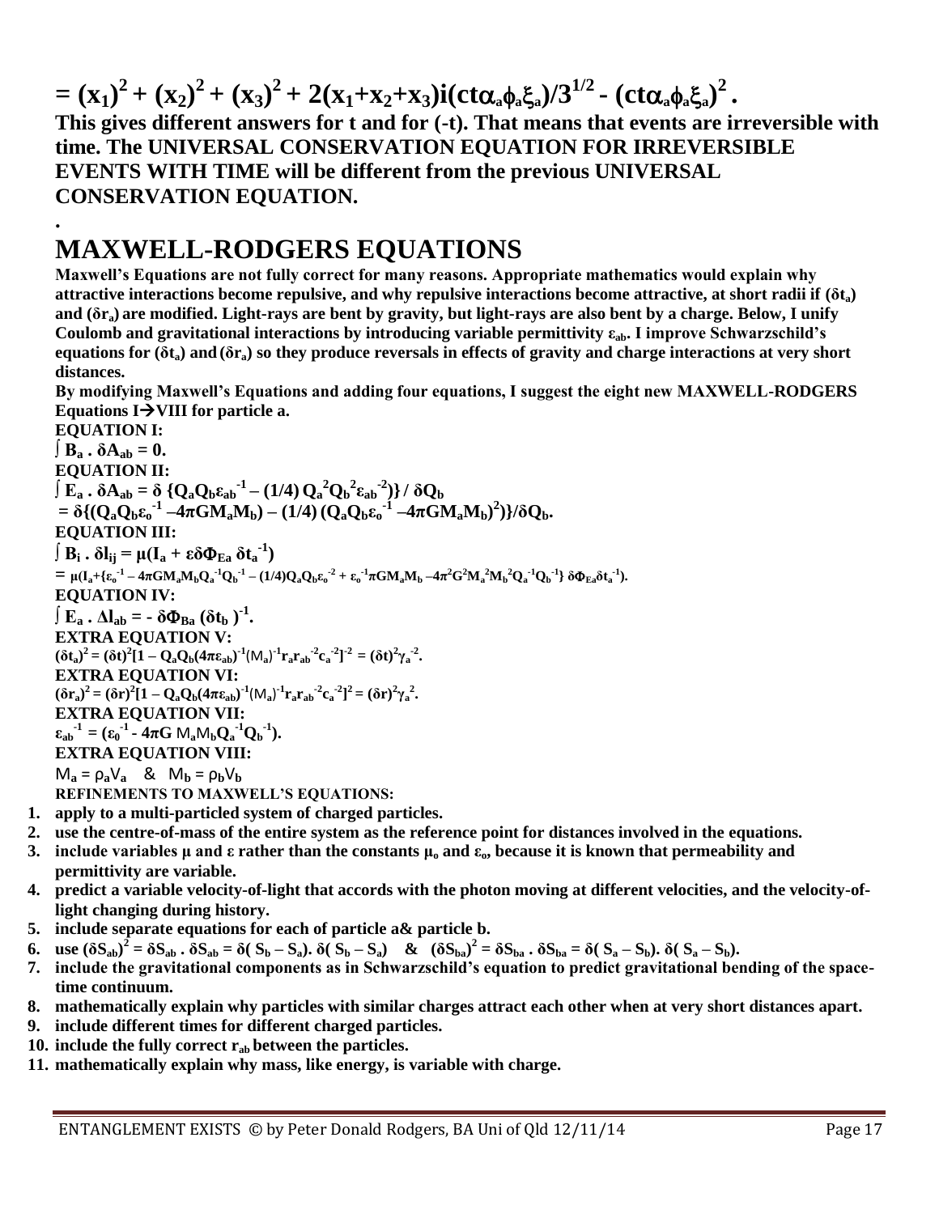$$= (x_1)^2 + (x_2)^2 + (x_3)^2 + 2(x_1+x_2+x_3)i(ct\alpha_a\phi_a\xi_a)/3^{1/2} - (ct\alpha_a\phi_a\xi_a)^2 .$$

**This gives different answers for t and for (-t). That means that events are irreversible with time. The UNIVERSAL CONSERVATION EQUATION FOR IRREVERSIBLE EVENTS WITH TIME will be different from the previous UNIVERSAL CONSERVATION EQUATION.**

.

# MAXWELL-RODGERS EQUATIONS

**Maxwell's Equations are not fully correct for many reasons. Appropriate mathematics would explain why attractive interactions become repulsive, and why repulsive interactions become attractive, at short radii if ($\delta t_a$) and ($\delta r_a$) are modified. Light-rays are bent by gravity, but light-rays are also bent by a charge. Below, I unify Coulomb and gravitational interactions by introducing variable permittivity $\varepsilon_{ab}$. I improve Schwarzschild's equations for ($\delta t_a$) and ($\delta r_a$) so they produce reversals in effects of gravity and charge interactions at very short distances.**

**By modifying Maxwell's Equations and adding four equations, I suggest the eight new MAXWELL-RODGERS Equations I→VIII for particle a.**

**EQUATION I:**

$$\int B_a \, . \, \delta A_{ab} = 0.$$

**EQUATION II:**

$$\int E_a \, . \, \delta A_{ab} = \delta \, \{Q_aQ_b\varepsilon_{ab}^{-1} - (1/4)\, Q_a^2Q_b^2\varepsilon_{ab}^{-2})\} \, / \, \delta Q_b$$

$$= \delta\{(Q_aQ_b\varepsilon_o^{-1} - 4\pi GM_aM_b) - (1/4)\,(Q_aQ_b\varepsilon_o^{-1} - 4\pi GM_aM_b)^2)\}/\delta Q_b.$$

**EQUATION III:**

$$\int B_i \, . \, \delta l_{ij} = \mu(I_a + \varepsilon\delta\Phi_{Ea}\,\delta t_a^{-1})$$

$$= \mu(I_a+\{\varepsilon_o^{-1} - 4\pi GM_aM_bQ_a^{-1}Q_b^{-1} - (1/4)Q_aQ_b\varepsilon_o^{-2} + \varepsilon_o^{-1}\pi GM_aM_b - 4\pi^2G^2M_a^2M_b^2Q_a^{-1}Q_b^{-1}\}\,\delta\Phi_{Ea}\delta t_a^{-1}).$$

**EQUATION IV:**

$$\int E_a \, . \, \Delta l_{ab} = - \, \delta\Phi_{Ba}\,(\delta t_b\,)^{-1}.$$

**EXTRA EQUATION V:**

$$(\delta t_a)^2 = (\delta t)^2[1 - Q_aQ_b(4\pi\varepsilon_{ab})^{-1}(M_a)^{-1}r_ar_{ab}^{-2}c_a^{-2}]^{-2} = (\delta t)^2\gamma_a^{-2}.$$

**EXTRA EQUATION VI:**

$$(\delta r_a)^2 = (\delta r)^2[1 - Q_aQ_b(4\pi\varepsilon_{ab})^{-1}(M_a)^{-1}r_ar_{ab}^{-2}c_a^{-2}]^2 = (\delta r)^2\gamma_a^2.$$

**EXTRA EQUATION VII:**

$$\varepsilon_{ab}^{-1} = (\varepsilon_0^{-1} - 4\pi G\, M_aM_bQ_a^{-1}Q_b^{-1}).$$

**EXTRA EQUATION VIII:**

$$M_a = \rho_aV_a \quad \& \quad M_b = \rho_bV_b$$

**REFINEMENTS TO MAXWELL'S EQUATIONS:**

1. **apply to a multi-particled system of charged particles.**
2. **use the centre-of-mass of the entire system as the reference point for distances involved in the equations.**
3. **include variables $\mu$ and $\varepsilon$ rather than the constants $\mu_o$ and $\varepsilon_o$, because it is known that permeability and permittivity are variable.**
4. **predict a variable velocity-of-light that accords with the photon moving at different velocities, and the velocity-of-light changing during history.**
5. **include separate equations for each of particle a& particle b.**
6. **use $(\delta S_{ab})^2 = \delta S_{ab} \, . \, \delta S_{ab} = \delta(\, S_b - S_a). \, \delta(\, S_b - S_a)$ & $(\delta S_{ba})^2 = \delta S_{ba} \, . \, \delta S_{ba} = \delta(\, S_a - S_b). \, \delta(\, S_a - S_b)$.**
7. **include the gravitational components as in Schwarzschild's equation to predict gravitational bending of the space-time continuum.**
8. **mathematically explain why particles with similar charges attract each other when at very short distances apart.**
9. **include different times for different charged particles.**
10. **include the fully correct $r_{ab}$ between the particles.**
11. **mathematically explain why mass, like energy, is variable with charge.**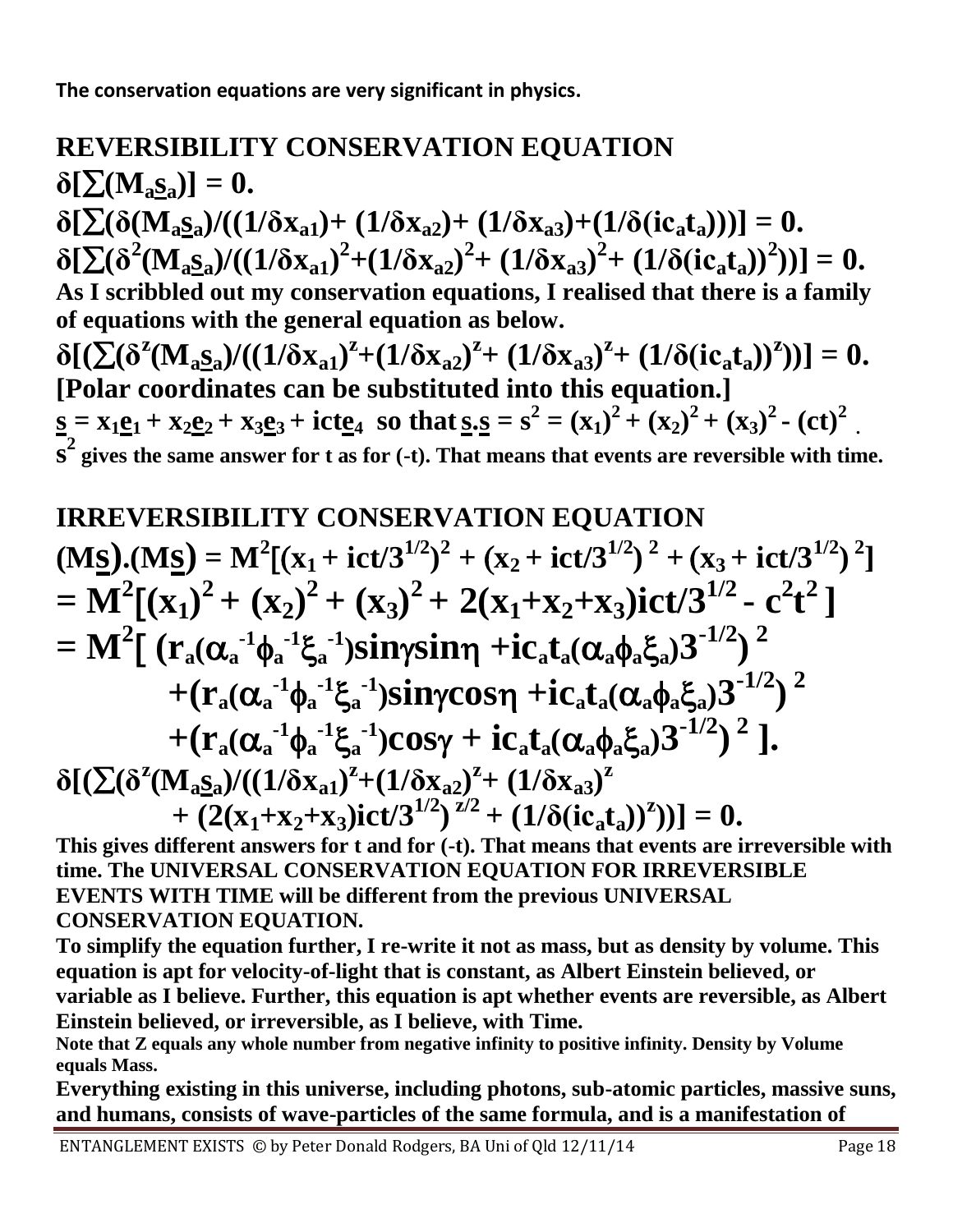**The conservation equations are very significant in physics.**

## REVERSIBILITY CONSERVATION EQUATION

$$\delta[\sum(M_a\underline{s}_a)] = 0.$$

$$\delta[\sum(\delta(M_a\underline{s}_a)/((1/\delta x_{a1}) + (1/\delta x_{a2}) + (1/\delta x_{a3}) + (1/\delta(ic_at_a)))] = 0.$$

$$\delta[\sum(\delta^2(M_a\underline{s}_a)/((1/\delta x_{a1})^2 + (1/\delta x_{a2})^2 + (1/\delta x_{a3})^2 + (1/\delta(ic_at_a))^2))] = 0.$$

**As I scribbled out my conservation equations, I realised that there is a family of equations with the general equation as below.**

$$\delta[(\sum(\delta^z(M_a\underline{s}_a)/((1/\delta x_{a1})^z + (1/\delta x_{a2})^z + (1/\delta x_{a3})^z + (1/\delta(ic_at_a))^z))] = 0.$$

**[Polar coordinates can be substituted into this equation.]**

$\underline{s} = x_1\underline{e}_1 + x_2\underline{e}_2 + x_3\underline{e}_3 + ict\underline{e}_4$ **so that** $\underline{s}.\underline{s} = s^2 = (x_1)^2 + (x_2)^2 + (x_3)^2 - (ct)^2$ .

$s^2$ **gives the same answer for t as for (-t). That means that events are reversible with time.**

## IRREVERSIBILITY CONSERVATION EQUATION

$$(M\underline{s}).(M\underline{s}) = M^2[(x_1 + ict/3^{1/2})^2 + (x_2 + ict/3^{1/2})^2 + (x_3 + ict/3^{1/2})^2]$$

$$= M^2[(x_1)^2 + (x_2)^2 + (x_3)^2 + 2(x_1+x_2+x_3)ict/3^{1/2} - c^2t^2]$$

$$= M^2[(r_a(\alpha_a^{-1}\phi_a^{-1}\xi_a^{-1})\sin\gamma\sin\eta + ic_at_a(\alpha_a\phi_a\xi_a)3^{-1/2})^2$$
$$+(r_a(\alpha_a^{-1}\phi_a^{-1}\xi_a^{-1})\sin\gamma\cos\eta + ic_at_a(\alpha_a\phi_a\xi_a)3^{-1/2})^2$$
$$+(r_a(\alpha_a^{-1}\phi_a^{-1}\xi_a^{-1})\cos\gamma + ic_at_a(\alpha_a\phi_a\xi_a)3^{-1/2})^2].$$

$$\delta[(\sum(\delta^z(M_a\underline{s}_a)/((1/\delta x_{a1})^z + (1/\delta x_{a2})^z + (1/\delta x_{a3})^z + (2(x_1+x_2+x_3)ict/3^{1/2})^{z/2} + (1/\delta(ic_at_a))^z))] = 0.$$

**This gives different answers for t and for (-t). That means that events are irreversible with time. The UNIVERSAL CONSERVATION EQUATION FOR IRREVERSIBLE EVENTS WITH TIME will be different from the previous UNIVERSAL CONSERVATION EQUATION.**

**To simplify the equation further, I re-write it not as mass, but as density by volume. This equation is apt for velocity-of-light that is constant, as Albert Einstein believed, or variable as I believe. Further, this equation is apt whether events are reversible, as Albert Einstein believed, or irreversible, as I believe, with Time.**

**Note that Z equals any whole number from negative infinity to positive infinity. Density by Volume equals Mass.**

**Everything existing in this universe, including photons, sub-atomic particles, massive suns, and humans, consists of wave-particles of the same formula, and is a manifestation of**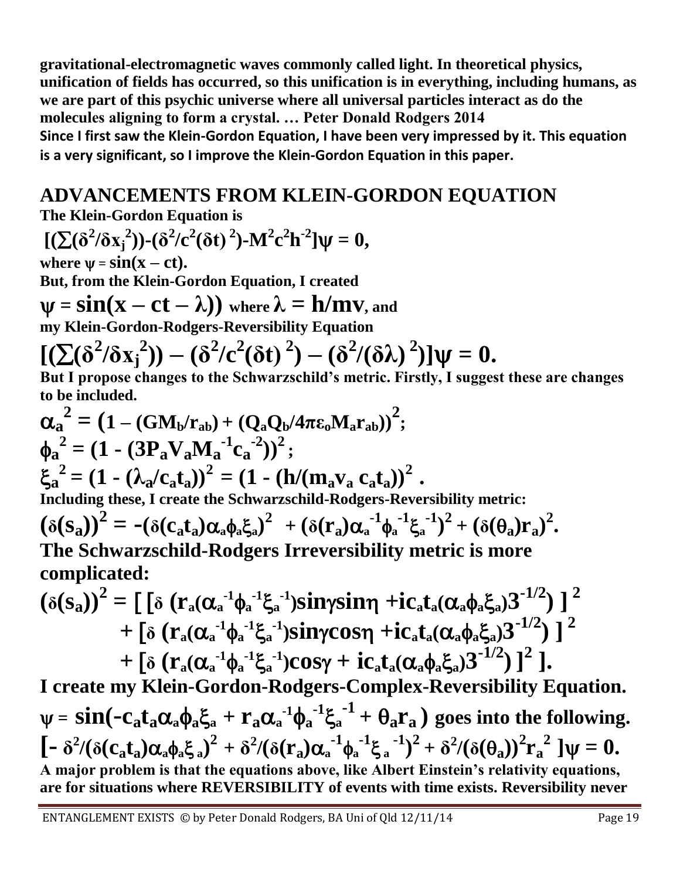**gravitational-electromagnetic waves commonly called light. In theoretical physics, unification of fields has occurred, so this unification is in everything, including humans, as we are part of this psychic universe where all universal particles interact as do the molecules aligning to form a crystal. … Peter Donald Rodgers 2014**

**Since I first saw the Klein-Gordon Equation, I have been very impressed by it. This equation is a very significant, so I improve the Klein-Gordon Equation in this paper.**

## ADVANCEMENTS FROM KLEIN-GORDON EQUATION

**The Klein-Gordon Equation is**

$$[(\sum(\delta^2/\delta x_j^2))-(\delta^2/c^2(\delta t)^2)-M^2c^2h^{-2}]\psi = 0,$$

**where $\psi = \sin(x - ct)$.**

**But, from the Klein-Gordon Equation, I created**

$$\psi = \sin(x - ct - \lambda)) \text{ where } \lambda = h/mv, \text{ and}$$

**my Klein-Gordon-Rodgers-Reversibility Equation**

$$[(\sum(\delta^2/\delta x_j^2)) - (\delta^2/c^2(\delta t)^2) - (\delta^2/(\delta\lambda)^2)]\psi = 0.$$

**But I propose changes to the Schwarzschild's metric. Firstly, I suggest these are changes to be included.**

$$\alpha_a^2 = (1 - (GM_b/r_{ab}) + (Q_aQ_b/4\pi\varepsilon_o M_a r_{ab}))^2;$$

$$\phi_a^2 = (1 - (3P_aV_aM_a^{-1}c_a^{-2}))^2;$$

$$\xi_a^2 = (1 - (\lambda_a/c_at_a))^2 = (1 - (h/(m_av_a\, c_at_a))^2 .$$

**Including these, I create the Schwarzschild-Rodgers-Reversibility metric:**

$$(\delta(s_a))^2 = -(\delta(c_at_a)\alpha_a\phi_a\xi_a)^2 + (\delta(r_a)\alpha_a^{-1}\phi_a^{-1}\xi_a^{-1})^2 + (\delta(\theta_a)r_a)^2.$$

**The Schwarzschild-Rodgers Irreversibility metric is more complicated:**

$$\begin{aligned}(\delta(s_a))^2 = [\, &[\delta\, (r_a(\alpha_a^{-1}\phi_a^{-1}\xi_a^{-1})\sin\gamma\sin\eta + ic_at_a(\alpha_a\phi_a\xi_a)3^{-1/2})\,]^2 \\ &+ [\delta\, (r_a(\alpha_a^{-1}\phi_a^{-1}\xi_a^{-1})\sin\gamma\cos\eta + ic_at_a(\alpha_a\phi_a\xi_a)3^{-1/2})\,]^2 \\ &+ [\delta\, (r_a(\alpha_a^{-1}\phi_a^{-1}\xi_a^{-1})\cos\gamma + ic_at_a(\alpha_a\phi_a\xi_a)3^{-1/2})\,]^2\, ].\end{aligned}$$

**I create my Klein-Gordon-Rodgers-Complex-Reversibility Equation.**

$\psi = \sin(-c_at_a\alpha_a\phi_a\xi_a + r_a\alpha_a^{-1}\phi_a^{-1}\xi_a^{-1} + \theta_ar_a)$ **goes into the following.**

$$[-\delta^2/(\delta(c_at_a)\alpha_a\phi_a\xi_a)^2 + \delta^2/(\delta(r_a)\alpha_a^{-1}\phi_a^{-1}\xi_a^{-1})^2 + \delta^2/(\delta(\theta_a))^2r_a^2\,]\psi = 0.$$

**A major problem is that the equations above, like Albert Einstein's relativity equations, are for situations where REVERSIBILITY of events with time exists. Reversibility never**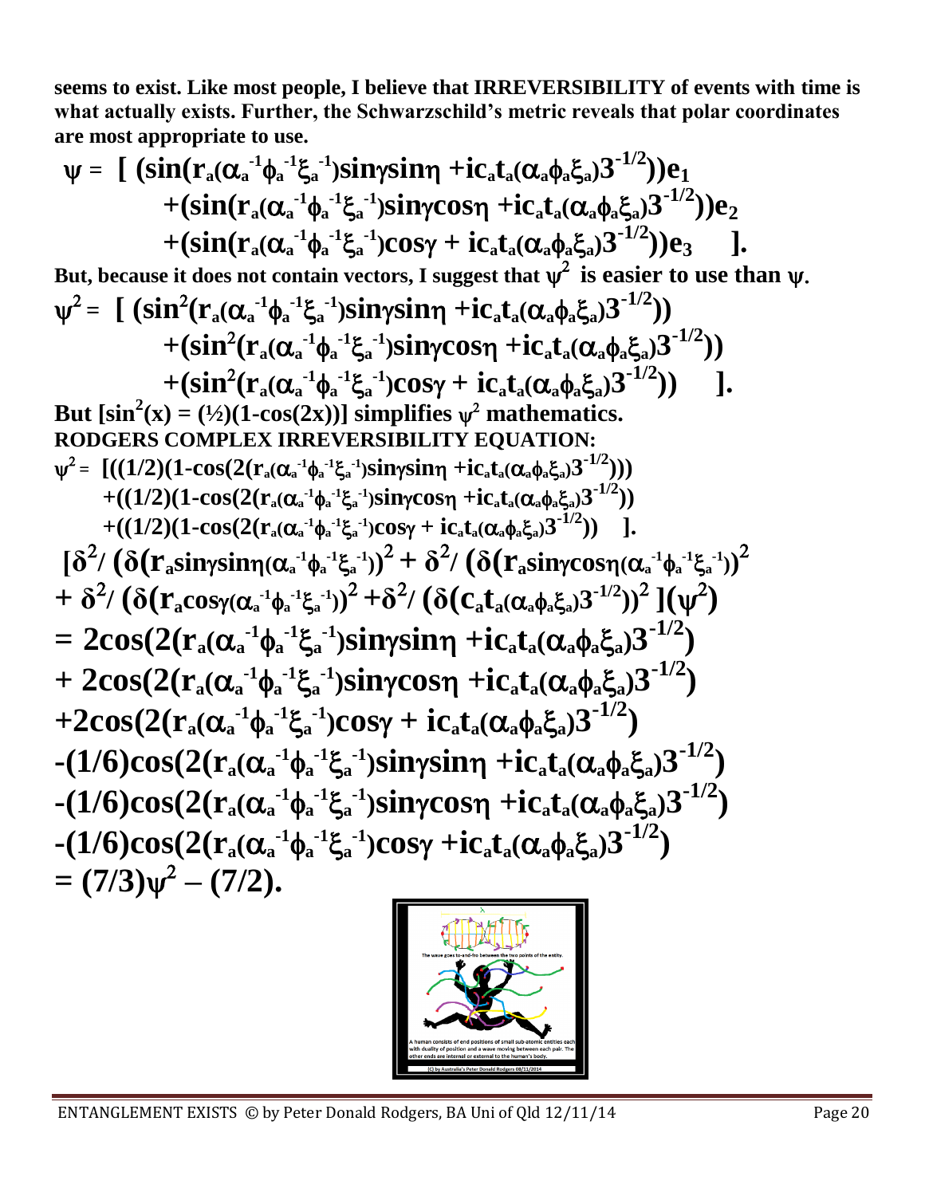**seems to exist. Like most people, I believe that IRREVERSIBILITY of events with time is what actually exists. Further, the Schwarzschild's metric reveals that polar coordinates are most appropriate to use.**

$$\psi = [\ (\sin(r_a(\alpha_a^{-1}\phi_a^{-1}\xi_a^{-1})\sin\gamma\sin\eta + ic_a t_{a(\alpha_a\phi_a\xi_a)}3^{-1/2}))e_1$$
$$+(\sin(r_a(\alpha_a^{-1}\phi_a^{-1}\xi_a^{-1})\sin\gamma\cos\eta + ic_a t_{a(\alpha_a\phi_a\xi_a)}3^{-1/2}))e_2$$
$$+(\sin(r_a(\alpha_a^{-1}\phi_a^{-1}\xi_a^{-1})\cos\gamma + ic_a t_{a(\alpha_a\phi_a\xi_a)}3^{-1/2}))e_3\quad ].$$

**But, because it does not contain vectors, I suggest that $\psi^2$ is easier to use than $\psi$.**

$$\psi^2 = [\ (\sin^2(r_a(\alpha_a^{-1}\phi_a^{-1}\xi_a^{-1})\sin\gamma\sin\eta + ic_a t_{a(\alpha_a\phi_a\xi_a)}3^{-1/2}))$$
$$+(\sin^2(r_a(\alpha_a^{-1}\phi_a^{-1}\xi_a^{-1})\sin\gamma\cos\eta + ic_a t_{a(\alpha_a\phi_a\xi_a)}3^{-1/2}))$$
$$+(\sin^2(r_a(\alpha_a^{-1}\phi_a^{-1}\xi_a^{-1})\cos\gamma + ic_a t_{a(\alpha_a\phi_a\xi_a)}3^{-1/2}))\quad ].$$

**But $[\sin^2(x) = (½)(1-\cos(2x))]$ simplifies $\psi^2$ mathematics.**

**RODGERS COMPLEX IRREVERSIBILITY EQUATION:**

$$\psi^2 = [((1/2)(1-\cos(2(r_a(\alpha_a^{-1}\phi_a^{-1}\xi_a^{-1})\sin\gamma\sin\eta + ic_a t_{a(\alpha_a\phi_a\xi_a)}3^{-1/2})))$$
$$+((1/2)(1-\cos(2(r_a(\alpha_a^{-1}\phi_a^{-1}\xi_a^{-1})\sin\gamma\cos\eta + ic_a t_{a(\alpha_a\phi_a\xi_a)}3^{-1/2}))$$
$$+((1/2)(1-\cos(2(r_a(\alpha_a^{-1}\phi_a^{-1}\xi_a^{-1})\cos\gamma + ic_a t_{a(\alpha_a\phi_a\xi_a)}3^{-1/2}))\quad ].$$

$$[\delta^2/\,(\delta(r_a\sin\gamma\sin\eta(\alpha_a^{-1}\phi_a^{-1}\xi_a^{-1}))^2 + \delta^2/\,(\delta(r_a\sin\gamma\cos\eta(\alpha_a^{-1}\phi_a^{-1}\xi_a^{-1}))^2$$
$$+\ \delta^2/\,(\delta(r_a\cos\gamma(\alpha_a^{-1}\phi_a^{-1}\xi_a^{-1}))^2 + \delta^2/\,(\delta(c_a t_{a(\alpha_a\phi_a\xi_a)}3^{-1/2}))^2\ ](\psi^2)$$
$$= 2\cos(2(r_a(\alpha_a^{-1}\phi_a^{-1}\xi_a^{-1})\sin\gamma\sin\eta + ic_a t_{a(\alpha_a\phi_a\xi_a)}3^{-1/2})$$
$$+\ 2\cos(2(r_a(\alpha_a^{-1}\phi_a^{-1}\xi_a^{-1})\sin\gamma\cos\eta + ic_a t_{a(\alpha_a\phi_a\xi_a)}3^{-1/2})$$
$$+2\cos(2(r_a(\alpha_a^{-1}\phi_a^{-1}\xi_a^{-1})\cos\gamma + ic_a t_{a(\alpha_a\phi_a\xi_a)}3^{-1/2})$$
$$-(1/6)\cos(2(r_a(\alpha_a^{-1}\phi_a^{-1}\xi_a^{-1})\sin\gamma\sin\eta + ic_a t_{a(\alpha_a\phi_a\xi_a)}3^{-1/2})$$
$$-(1/6)\cos(2(r_a(\alpha_a^{-1}\phi_a^{-1}\xi_a^{-1})\sin\gamma\cos\eta + ic_a t_{a(\alpha_a\phi_a\xi_a)}3^{-1/2})$$
$$-(1/6)\cos(2(r_a(\alpha_a^{-1}\phi_a^{-1}\xi_a^{-1})\cos\gamma + ic_a t_{a(\alpha_a\phi_a\xi_a)}3^{-1/2})$$
$$= (7/3)\psi^2 - (7/2).$$

The wave goes to-and-fro between the two points of the entity.

A human consists of end positions of small sub-atomic entities each with duality of position and a wave moving between each pair. The other ends are internal or external to the human's body.

(C) by Australia's Peter Donald Rodgers 08/11/2014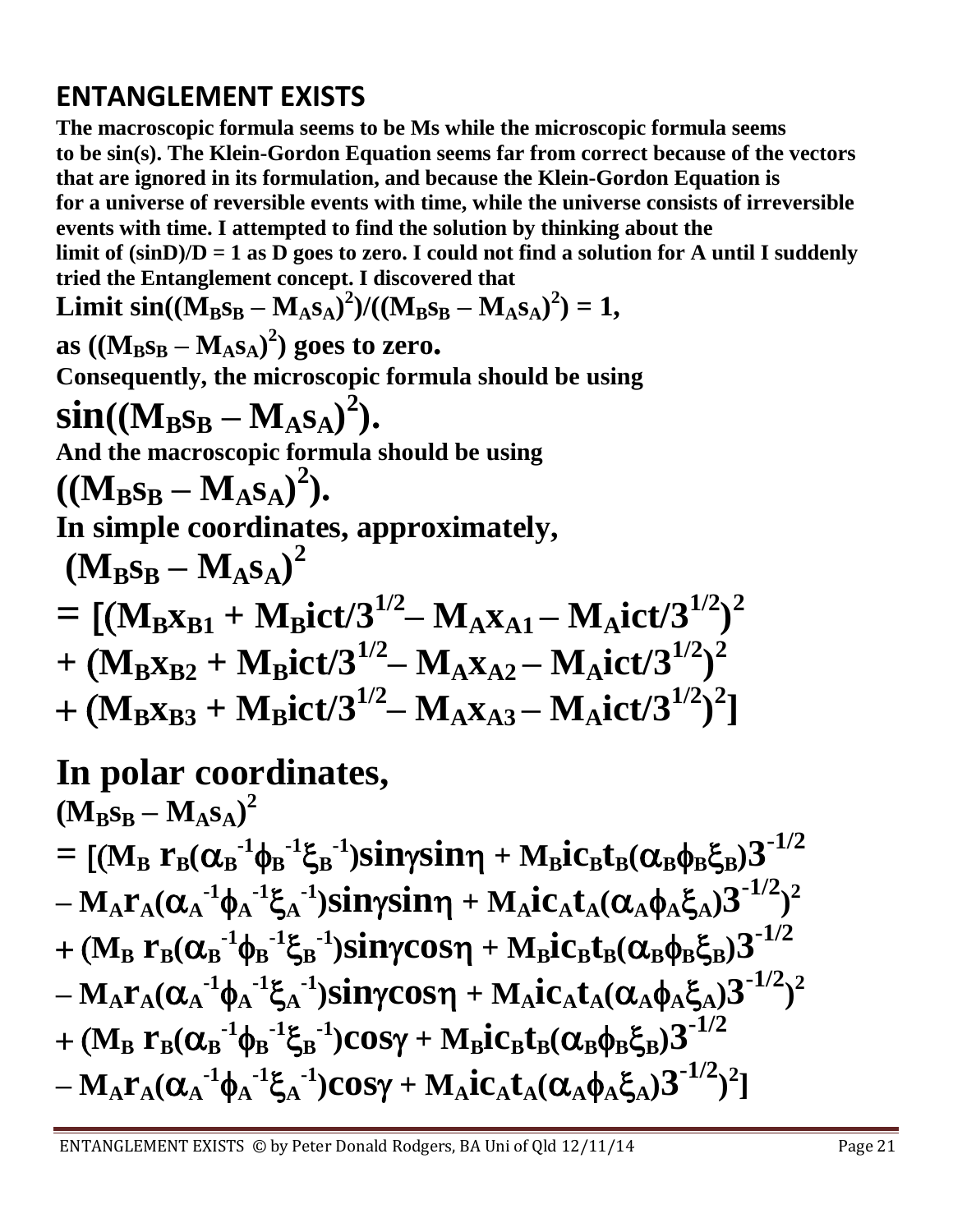## ENTANGLEMENT EXISTS

**The macroscopic formula seems to be Ms while the microscopic formula seems to be sin(s). The Klein-Gordon Equation seems far from correct because of the vectors that are ignored in its formulation, and because the Klein-Gordon Equation is for a universe of reversible events with time, while the universe consists of irreversible events with time. I attempted to find the solution by thinking about the limit of (sinD)/D = 1 as D goes to zero. I could not find a solution for A until I suddenly tried the Entanglement concept. I discovered that**

**Limit $\sin((M_Bs_B - M_As_A)^2)/((M_Bs_B - M_As_A)^2) = 1$,**

**as $((M_Bs_B - M_As_A)^2)$ goes to zero.**

**Consequently, the microscopic formula should be using**

$$\sin((M_Bs_B - M_As_A)^2).$$

**And the macroscopic formula should be using**

$$((M_Bs_B - M_As_A)^2).$$

**In simple coordinates, approximately,**

$$(M_Bs_B - M_As_A)^2$$

$$= [(M_Bx_{B1} + M_Bict/3^{1/2} - M_Ax_{A1} - M_Aict/3^{1/2})^2$$
$$+ (M_Bx_{B2} + M_Bict/3^{1/2} - M_Ax_{A2} - M_Aict/3^{1/2})^2$$
$$+ (M_Bx_{B3} + M_Bict/3^{1/2} - M_Ax_{A3} - M_Aict/3^{1/2})^2]$$

**In polar coordinates,**

$$(M_Bs_B - M_As_A)^2$$

$$= [(M_B\, r_B(\alpha_B^{-1}\phi_B^{-1}\xi_B^{-1})\sin\gamma\sin\eta + M_Bic_Bt_B(\alpha_B\phi_B\xi_B)3^{-1/2}$$
$$- M_Ar_A(\alpha_A^{-1}\phi_A^{-1}\xi_A^{-1})\sin\gamma\sin\eta + M_Aic_At_A(\alpha_A\phi_A\xi_A)3^{-1/2})^2$$
$$+ (M_B\, r_B(\alpha_B^{-1}\phi_B^{-1}\xi_B^{-1})\sin\gamma\cos\eta + M_Bic_Bt_B(\alpha_B\phi_B\xi_B)3^{-1/2}$$
$$- M_Ar_A(\alpha_A^{-1}\phi_A^{-1}\xi_A^{-1})\sin\gamma\cos\eta + M_Aic_At_A(\alpha_A\phi_A\xi_A)3^{-1/2})^2$$
$$+ (M_B\, r_B(\alpha_B^{-1}\phi_B^{-1}\xi_B^{-1})\cos\gamma + M_Bic_Bt_B(\alpha_B\phi_B\xi_B)3^{-1/2}$$
$$- M_Ar_A(\alpha_A^{-1}\phi_A^{-1}\xi_A^{-1})\cos\gamma + M_Aic_At_A(\alpha_A\phi_A\xi_A)3^{-1/2})^2]$$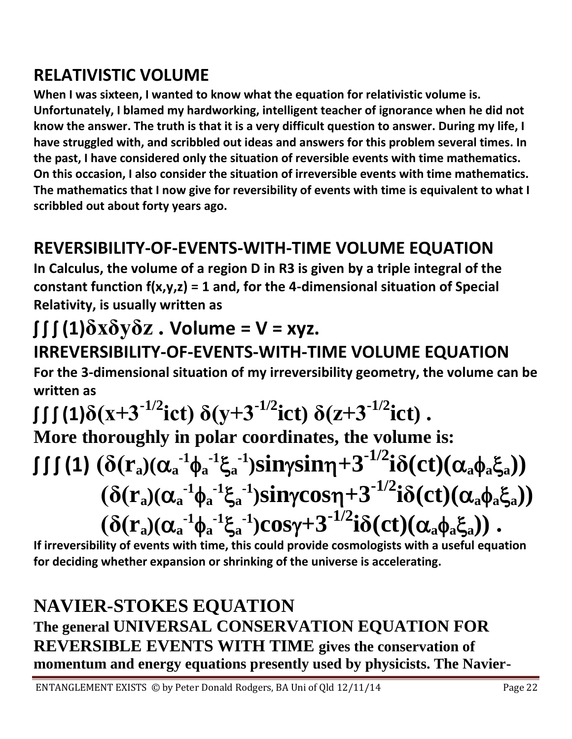## RELATIVISTIC VOLUME

**When I was sixteen, I wanted to know what the equation for relativistic volume is. Unfortunately, I blamed my hardworking, intelligent teacher of ignorance when he did not know the answer. The truth is that it is a very difficult question to answer. During my life, I have struggled with, and scribbled out ideas and answers for this problem several times. In the past, I have considered only the situation of reversible events with time mathematics. On this occasion, I also consider the situation of irreversible events with time mathematics. The mathematics that I now give for reversibility of events with time is equivalent to what I scribbled out about forty years ago.**

## REVERSIBILITY-OF-EVENTS-WITH-TIME VOLUME EQUATION

**In Calculus, the volume of a region D in R3 is given by a triple integral of the constant function f(x,y,z) = 1 and, for the 4-dimensional situation of Special Relativity, is usually written as**

$$\int\int\int(1)\delta x\delta y\delta z \text{ . Volume} = V = xyz.$$

## IRREVERSIBILITY-OF-EVENTS-WITH-TIME VOLUME EQUATION

**For the 3-dimensional situation of my irreversibility geometry, the volume can be written as**

$$\int\int\int(1)\delta(x+3^{-1/2}ict)\ \delta(y+3^{-1/2}ict)\ \delta(z+3^{-1/2}ict)\ .$$

**More thoroughly in polar coordinates, the volume is:**

$$\int\int\int(1)\ (\delta(r_a)(\alpha_a^{-1}\phi_a^{-1}\xi_a^{-1})\sin\gamma\sin\eta+3^{-1/2}i\delta(ct)(\alpha_a\phi_a\xi_a))$$
$$(\delta(r_a)(\alpha_a^{-1}\phi_a^{-1}\xi_a^{-1})\sin\gamma\cos\eta+3^{-1/2}i\delta(ct)(\alpha_a\phi_a\xi_a))$$
$$(\delta(r_a)(\alpha_a^{-1}\phi_a^{-1}\xi_a^{-1})\cos\gamma+3^{-1/2}i\delta(ct)(\alpha_a\phi_a\xi_a))\ .$$

**If irreversibility of events with time, this could provide cosmologists with a useful equation for deciding whether expansion or shrinking of the universe is accelerating.**

## NAVIER-STOKES EQUATION

**The general UNIVERSAL CONSERVATION EQUATION FOR REVERSIBLE EVENTS WITH TIME gives the conservation of momentum and energy equations presently used by physicists. The Navier-**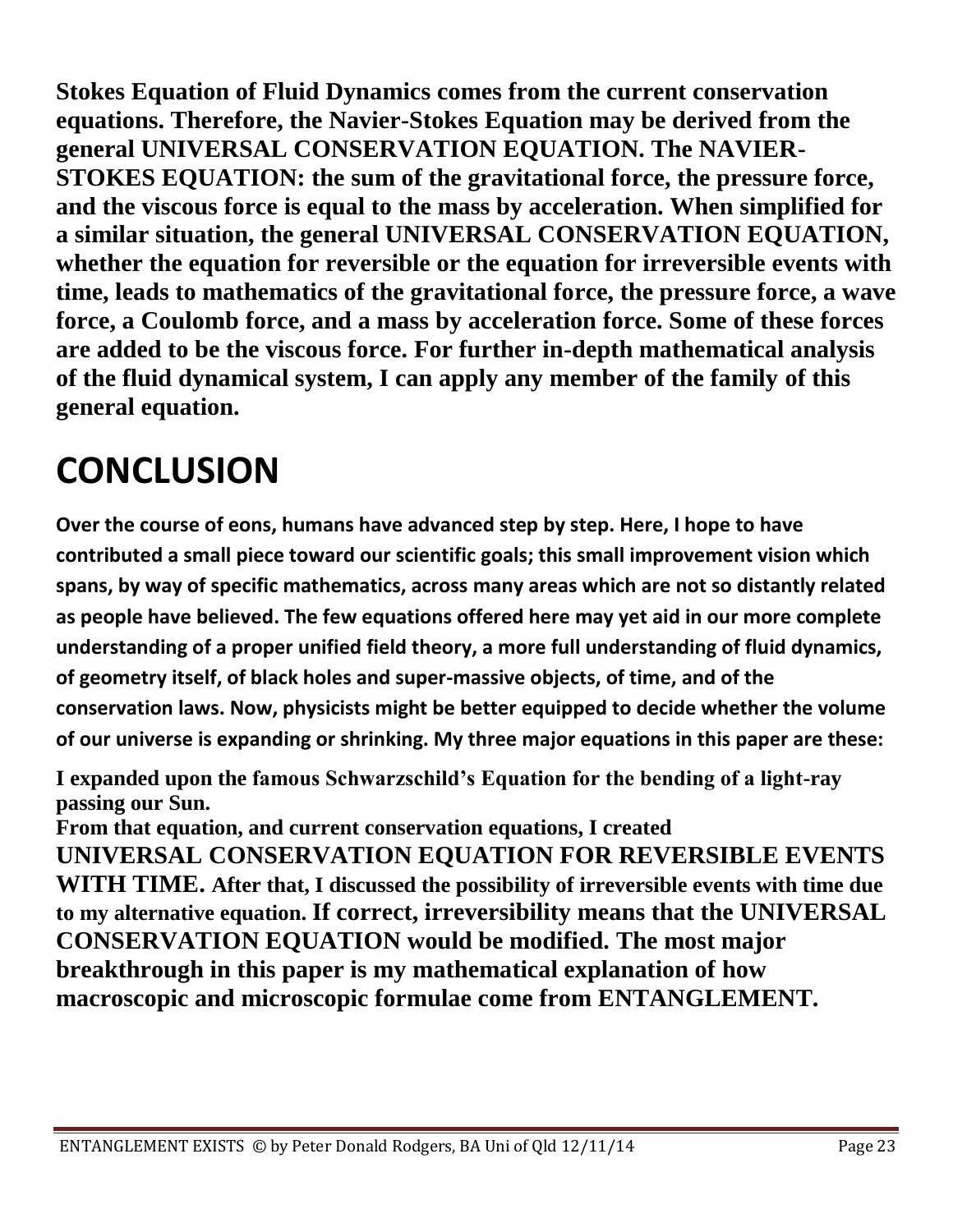**Stokes Equation of Fluid Dynamics comes from the current conservation equations. Therefore, the Navier-Stokes Equation may be derived from the general UNIVERSAL CONSERVATION EQUATION. The NAVIER-STOKES EQUATION: the sum of the gravitational force, the pressure force, and the viscous force is equal to the mass by acceleration. When simplified for a similar situation, the general UNIVERSAL CONSERVATION EQUATION, whether the equation for reversible or the equation for irreversible events with time, leads to mathematics of the gravitational force, the pressure force, a wave force, a Coulomb force, and a mass by acceleration force. Some of these forces are added to be the viscous force. For further in-depth mathematical analysis of the fluid dynamical system, I can apply any member of the family of this general equation.**

# CONCLUSION

**Over the course of eons, humans have advanced step by step. Here, I hope to have contributed a small piece toward our scientific goals; this small improvement vision which spans, by way of specific mathematics, across many areas which are not so distantly related as people have believed. The few equations offered here may yet aid in our more complete understanding of a proper unified field theory, a more full understanding of fluid dynamics, of geometry itself, of black holes and super-massive objects, of time, and of the conservation laws. Now, physicists might be better equipped to decide whether the volume of our universe is expanding or shrinking. My three major equations in this paper are these:**

**I expanded upon the famous Schwarzschild's Equation for the bending of a light-ray passing our Sun.**

**From that equation, and current conservation equations, I created UNIVERSAL CONSERVATION EQUATION FOR REVERSIBLE EVENTS WITH TIME. After that, I discussed the possibility of irreversible events with time due to my alternative equation. If correct, irreversibility means that the UNIVERSAL CONSERVATION EQUATION would be modified. The most major breakthrough in this paper is my mathematical explanation of how macroscopic and microscopic formulae come from ENTANGLEMENT.**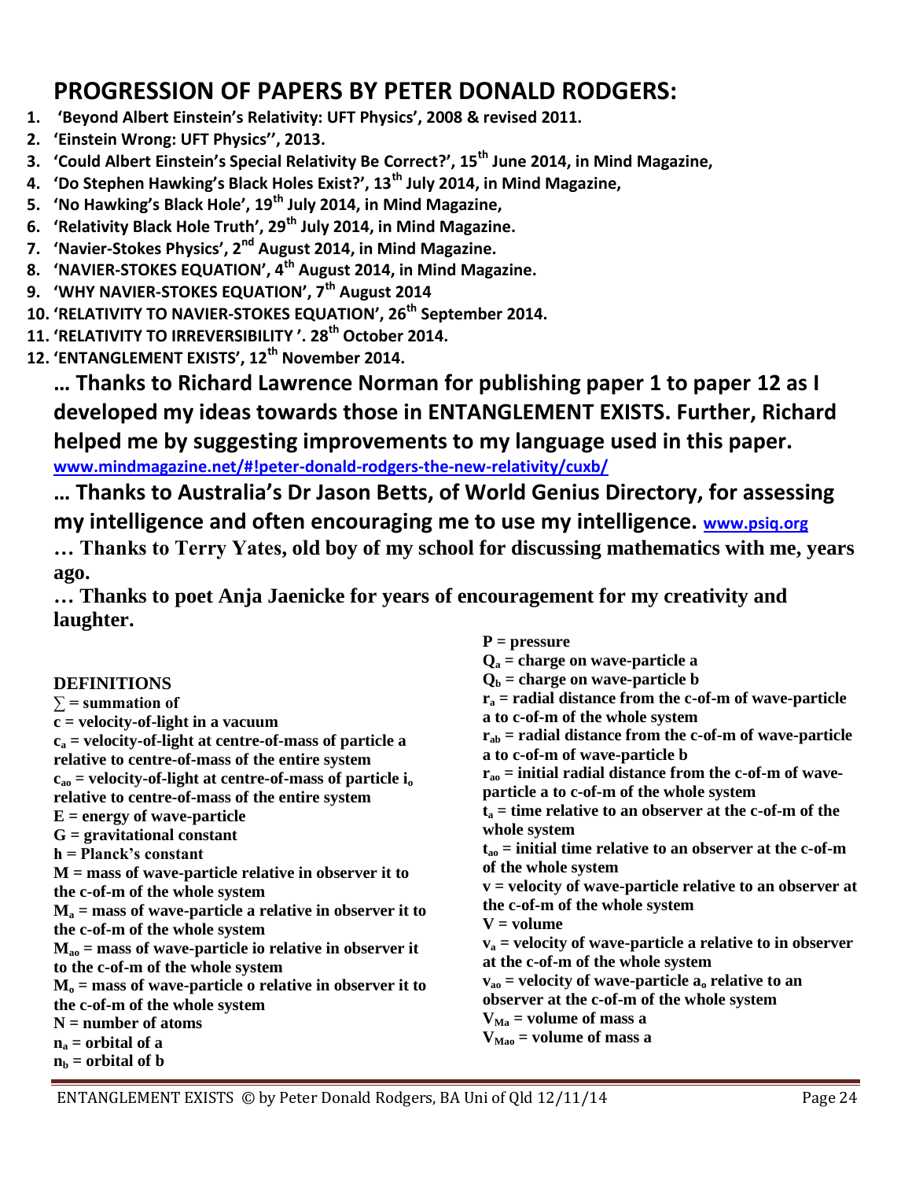# PROGRESSION OF PAPERS BY PETER DONALD RODGERS:

1. **'Beyond Albert Einstein's Relativity: UFT Physics', 2008 & revised 2011.**
2. **'Einstein Wrong: UFT Physics'', 2013.**
3. **'Could Albert Einstein's Special Relativity Be Correct?', 15th June 2014, in Mind Magazine,**
4. **'Do Stephen Hawking's Black Holes Exist?', 13th July 2014, in Mind Magazine,**
5. **'No Hawking's Black Hole', 19th July 2014, in Mind Magazine,**
6. **'Relativity Black Hole Truth', 29th July 2014, in Mind Magazine.**
7. **'Navier-Stokes Physics', 2nd August 2014, in Mind Magazine.**
8. **'NAVIER-STOKES EQUATION', 4th August 2014, in Mind Magazine.**
9. **'WHY NAVIER-STOKES EQUATION', 7th August 2014**
10. **'RELATIVITY TO NAVIER-STOKES EQUATION', 26th September 2014.**
11. **'RELATIVITY TO IRREVERSIBILITY '. 28th October 2014.**
12. **'ENTANGLEMENT EXISTS', 12th November 2014.**

**… Thanks to Richard Lawrence Norman for publishing paper 1 to paper 12 as I developed my ideas towards those in ENTANGLEMENT EXISTS. Further, Richard helped me by suggesting improvements to my language used in this paper.**
www.mindmagazine.net/#!peter-donald-rodgers-the-new-relativity/cuxb/

**… Thanks to Australia's Dr Jason Betts, of World Genius Directory, for assessing my intelligence and often encouraging me to use my intelligence.** www.psiq.org

**… Thanks to Terry Yates, old boy of my school for discussing mathematics with me, years ago.**

**… Thanks to poet Anja Jaenicke for years of encouragement for my creativity and laughter.**

## DEFINITIONS

**$\sum$ = summation of**
**$c$ = velocity-of-light in a vacuum**
**$c_a$ = velocity-of-light at centre-of-mass of particle a relative to centre-of-mass of the entire system**
**$c_{ao}$ = velocity-of-light at centre-of-mass of particle $i_o$ relative to centre-of-mass of the entire system**
**$E$ = energy of wave-particle**
**$G$ = gravitational constant**
**$h$ = Planck's constant**
**$M$ = mass of wave-particle relative in observer it to the c-of-m of the whole system**
**$M_a$ = mass of wave-particle a relative in observer it to the c-of-m of the whole system**
**$M_{ao}$ = mass of wave-particle io relative in observer it to the c-of-m of the whole system**
**$M_o$ = mass of wave-particle o relative in observer it to the c-of-m of the whole system**
**$N$ = number of atoms**
**$n_a$ = orbital of a**
**$n_b$ = orbital of b**
**$P$ = pressure**
**$Q_a$ = charge on wave-particle a**
**$Q_b$ = charge on wave-particle b**
**$r_a$ = radial distance from the c-of-m of wave-particle a to c-of-m of the whole system**
**$r_{ab}$ = radial distance from the c-of-m of wave-particle a to c-of-m of wave-particle b**
**$r_{ao}$ = initial radial distance from the c-of-m of wave-particle a to c-of-m of the whole system**
**$t_a$ = time relative to an observer at the c-of-m of the whole system**
**$t_{ao}$ = initial time relative to an observer at the c-of-m of the whole system**
**$v$ = velocity of wave-particle relative to an observer at the c-of-m of the whole system**
**$V$ = volume**
**$v_a$ = velocity of wave-particle a relative to in observer at the c-of-m of the whole system**
**$v_{ao}$ = velocity of wave-particle $a_o$ relative to an observer at the c-of-m of the whole system**
**$V_{Ma}$ = volume of mass a**
**$V_{Mao}$ = volume of mass a**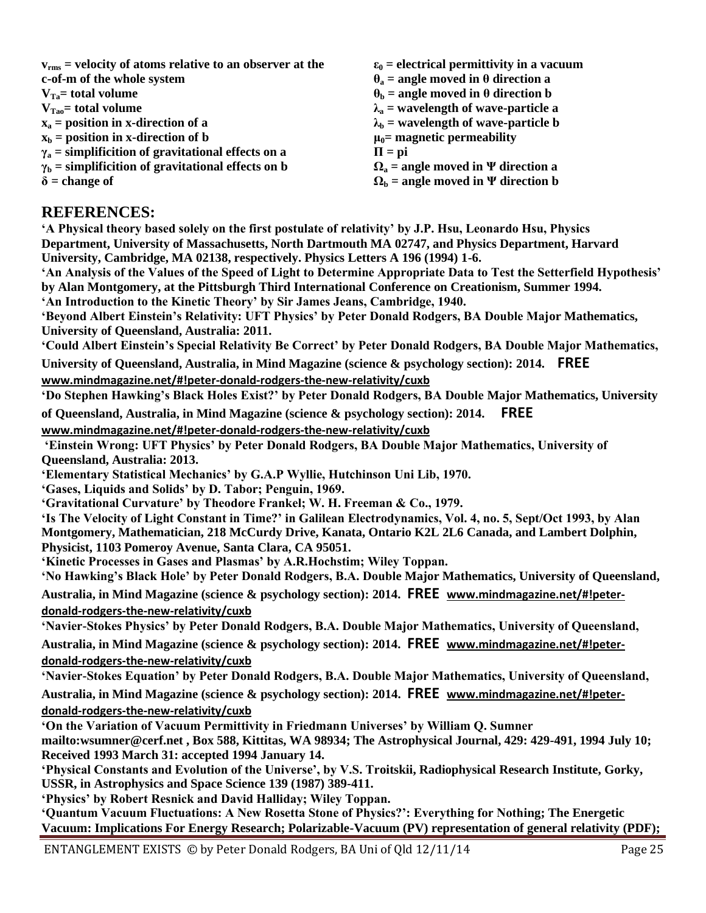**$v_{rms}$ = velocity of atoms relative to an observer at the c-of-m of the whole system**
**$V_{Ta}$= total volume**
**$V_{Tao}$= total volume**
**$x_a$ = position in x-direction of a**
**$x_b$ = position in x-direction of b**
**$\gamma_a$ = simplificition of gravitational effects on a**
**$\gamma_b$ = simplificition of gravitational effects on b**
**$\delta$ = change of**
**$\varepsilon_0$ = electrical permittivity in a vacuum**
**$\theta_a$ = angle moved in $\theta$ direction a**
**$\theta_b$ = angle moved in $\theta$ direction b**
**$\lambda_a$ = wavelength of wave-particle a**
**$\lambda_b$ = wavelength of wave-particle b**
**$\mu_0$= magnetic permeability**
**$\Pi$ = pi**
**$\Omega_a$ = angle moved in $\Psi$ direction a**
**$\Omega_b$ = angle moved in $\Psi$ direction b**

## REFERENCES:

**'A Physical theory based solely on the first postulate of relativity' by J.P. Hsu, Leonardo Hsu, Physics Department, University of Massachusetts, North Dartmouth MA 02747, and Physics Department, Harvard University, Cambridge, MA 02138, respectively. Physics Letters A 196 (1994) 1-6.**

**'An Analysis of the Values of the Speed of Light to Determine Appropriate Data to Test the Setterfield Hypothesis' by Alan Montgomery, at the Pittsburgh Third International Conference on Creationism, Summer 1994.**

**'An Introduction to the Kinetic Theory' by Sir James Jeans, Cambridge, 1940.**

**'Beyond Albert Einstein's Relativity: UFT Physics' by Peter Donald Rodgers, BA Double Major Mathematics, University of Queensland, Australia: 2011.**

**'Could Albert Einstein's Special Relativity Be Correct' by Peter Donald Rodgers, BA Double Major Mathematics, University of Queensland, Australia, in Mind Magazine (science & psychology section): 2014. FREE www.mindmagazine.net/#!peter-donald-rodgers-the-new-relativity/cuxb**

**'Do Stephen Hawking's Black Holes Exist?' by Peter Donald Rodgers, BA Double Major Mathematics, University of Queensland, Australia, in Mind Magazine (science & psychology section): 2014. FREE www.mindmagazine.net/#!peter-donald-rodgers-the-new-relativity/cuxb**

**'Einstein Wrong: UFT Physics' by Peter Donald Rodgers, BA Double Major Mathematics, University of Queensland, Australia: 2013.**

**'Elementary Statistical Mechanics' by G.A.P Wyllie, Hutchinson Uni Lib, 1970.**

**'Gases, Liquids and Solids' by D. Tabor; Penguin, 1969.**

**'Gravitational Curvature' by Theodore Frankel; W. H. Freeman & Co., 1979.**

**'Is The Velocity of Light Constant in Time?' in Galilean Electrodynamics, Vol. 4, no. 5, Sept/Oct 1993, by Alan Montgomery, Mathematician, 218 McCurdy Drive, Kanata, Ontario K2L 2L6 Canada, and Lambert Dolphin, Physicist, 1103 Pomeroy Avenue, Santa Clara, CA 95051.**

**'Kinetic Processes in Gases and Plasmas' by A.R.Hochstim; Wiley Toppan.**

**'No Hawking's Black Hole' by Peter Donald Rodgers, B.A. Double Major Mathematics, University of Queensland, Australia, in Mind Magazine (science & psychology section): 2014. FREE www.mindmagazine.net/#!peter-donald-rodgers-the-new-relativity/cuxb**

**'Navier-Stokes Physics' by Peter Donald Rodgers, B.A. Double Major Mathematics, University of Queensland, Australia, in Mind Magazine (science & psychology section): 2014. FREE www.mindmagazine.net/#!peter-donald-rodgers-the-new-relativity/cuxb**

**'Navier-Stokes Equation' by Peter Donald Rodgers, B.A. Double Major Mathematics, University of Queensland, Australia, in Mind Magazine (science & psychology section): 2014. FREE www.mindmagazine.net/#!peter-donald-rodgers-the-new-relativity/cuxb**

**'On the Variation of Vacuum Permittivity in Friedmann Universes' by William Q. Sumner mailto:wsumner@cerf.net , Box 588, Kittitas, WA 98934; The Astrophysical Journal, 429: 429-491, 1994 July 10; Received 1993 March 31: accepted 1994 January 14.**

**'Physical Constants and Evolution of the Universe', by V.S. Troitskii, Radiophysical Research Institute, Gorky, USSR, in Astrophysics and Space Science 139 (1987) 389-411.**

**'Physics' by Robert Resnick and David Halliday; Wiley Toppan.**

**'Quantum Vacuum Fluctuations: A New Rosetta Stone of Physics?': Everything for Nothing; The Energetic Vacuum: Implications For Energy Research; Polarizable-Vacuum (PV) representation of general relativity (PDF);**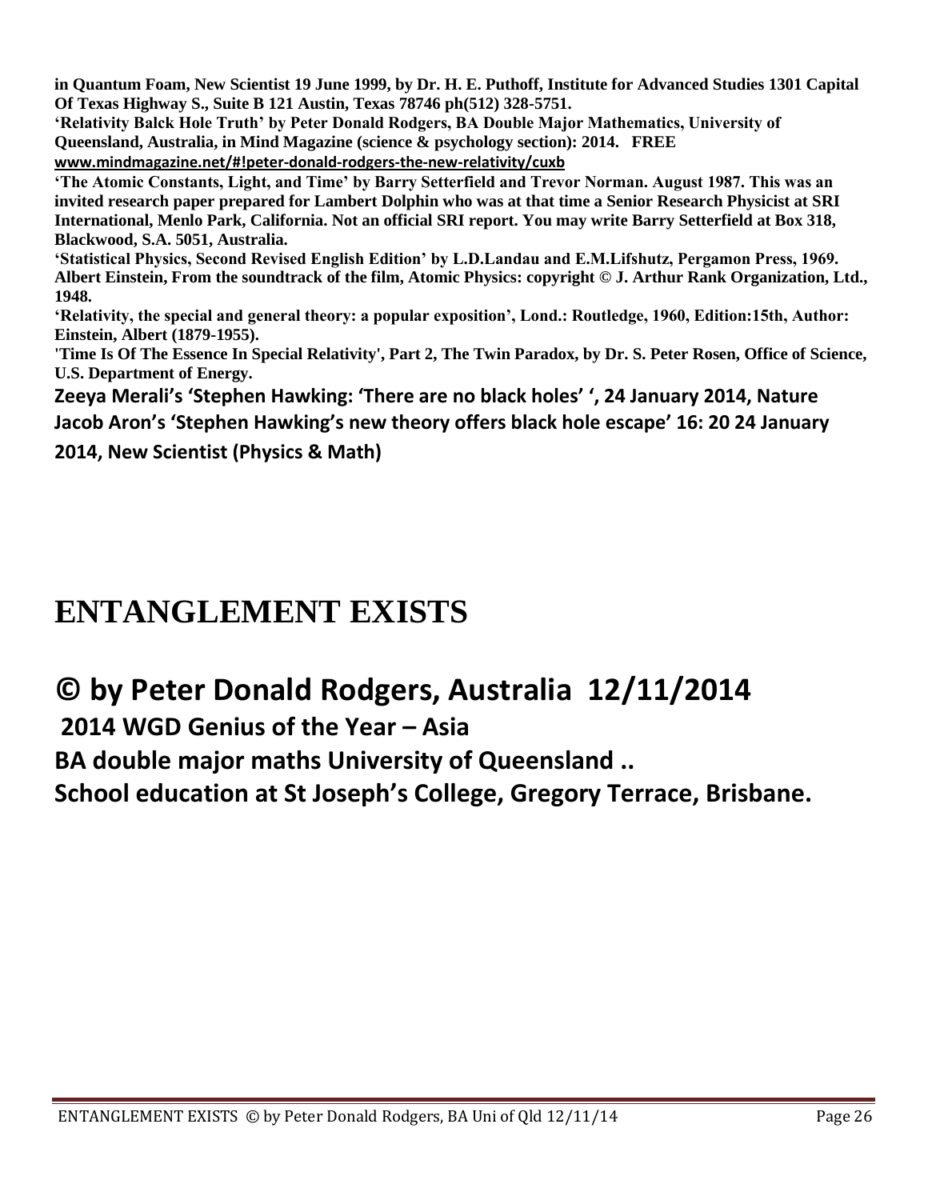**in Quantum Foam, New Scientist 19 June 1999, by Dr. H. E. Puthoff, Institute for Advanced Studies 1301 Capital Of Texas Highway S., Suite B 121 Austin, Texas 78746 ph(512) 328-5751.**

**'Relativity Balck Hole Truth' by Peter Donald Rodgers, BA Double Major Mathematics, University of Queensland, Australia, in Mind Magazine (science & psychology section): 2014. FREE**
**www.mindmagazine.net/#!peter-donald-rodgers-the-new-relativity/cuxb**

**'The Atomic Constants, Light, and Time' by Barry Setterfield and Trevor Norman. August 1987. This was an invited research paper prepared for Lambert Dolphin who was at that time a Senior Research Physicist at SRI International, Menlo Park, California. Not an official SRI report. You may write Barry Setterfield at Box 318, Blackwood, S.A. 5051, Australia.**

**'Statistical Physics, Second Revised English Edition' by L.D.Landau and E.M.Lifshutz, Pergamon Press, 1969.**

**Albert Einstein, From the soundtrack of the film, Atomic Physics: copyright © J. Arthur Rank Organization, Ltd., 1948.**

**'Relativity, the special and general theory: a popular exposition', Lond.: Routledge, 1960, Edition:15th, Author: Einstein, Albert (1879-1955).**

**'Time Is Of The Essence In Special Relativity', Part 2, The Twin Paradox, by Dr. S. Peter Rosen, Office of Science, U.S. Department of Energy.**

**Zeeya Merali's 'Stephen Hawking: 'There are no black holes' ', 24 January 2014, Nature**

**Jacob Aron's 'Stephen Hawking's new theory offers black hole escape' 16: 20 24 January 2014, New Scientist (Physics & Math)**

# ENTANGLEMENT EXISTS

## © by Peter Donald Rodgers, Australia 12/11/2014

**2014 WGD Genius of the Year – Asia**

**BA double major maths University of Queensland ..**

**School education at St Joseph's College, Gregory Terrace, Brisbane.**